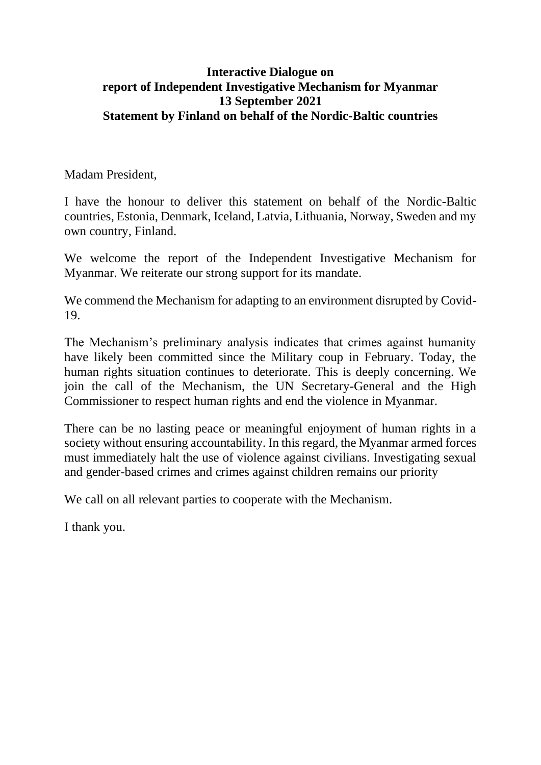**Interactive Dialogue on**
**report of Independent Investigative Mechanism for Myanmar**
**13 September 2021**
**Statement by Finland on behalf of the Nordic-Baltic countries**

Madam President,

I have the honour to deliver this statement on behalf of the Nordic-Baltic countries, Estonia, Denmark, Iceland, Latvia, Lithuania, Norway, Sweden and my own country, Finland.

We welcome the report of the Independent Investigative Mechanism for Myanmar. We reiterate our strong support for its mandate.

We commend the Mechanism for adapting to an environment disrupted by Covid-19.

The Mechanism's preliminary analysis indicates that crimes against humanity have likely been committed since the Military coup in February. Today, the human rights situation continues to deteriorate. This is deeply concerning. We join the call of the Mechanism, the UN Secretary-General and the High Commissioner to respect human rights and end the violence in Myanmar.

There can be no lasting peace or meaningful enjoyment of human rights in a society without ensuring accountability. In this regard, the Myanmar armed forces must immediately halt the use of violence against civilians. Investigating sexual and gender-based crimes and crimes against children remains our priority

We call on all relevant parties to cooperate with the Mechanism.

I thank you.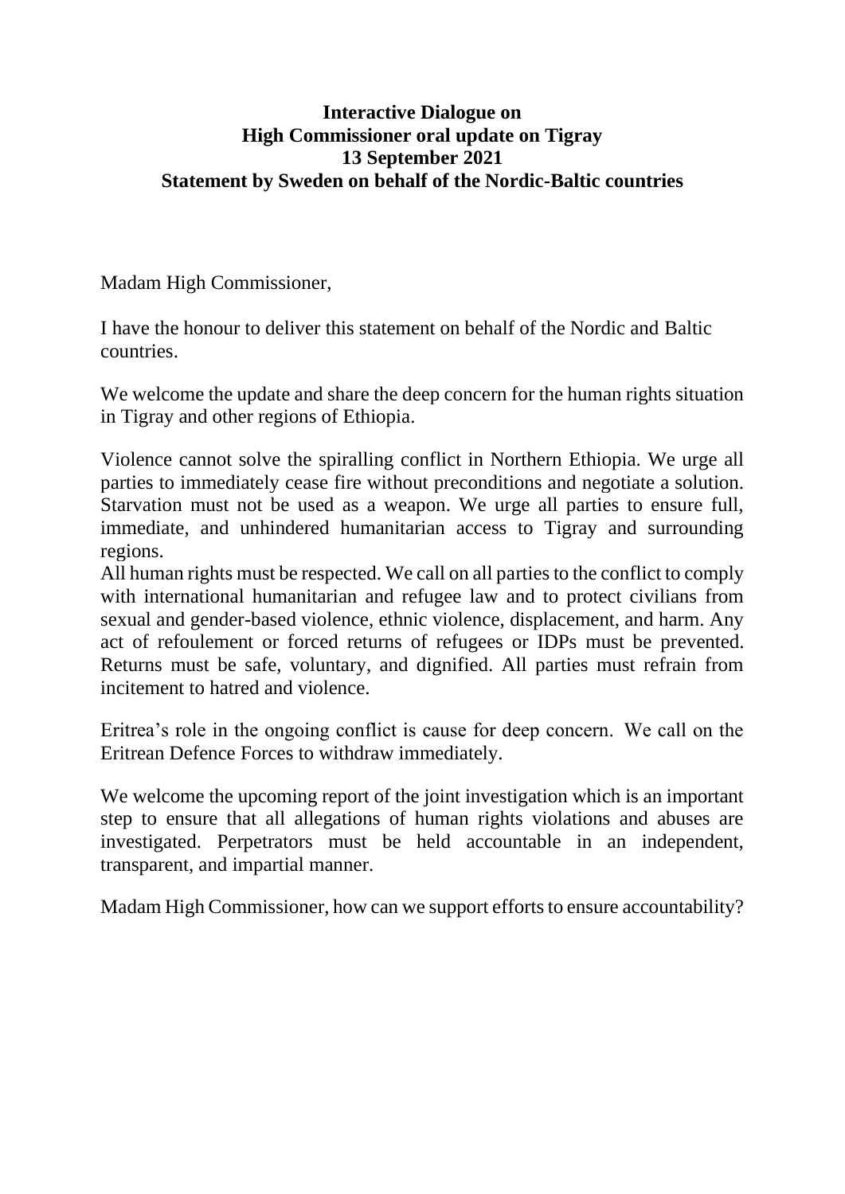**Interactive Dialogue on**
**High Commissioner oral update on Tigray**
**13 September 2021**
**Statement by Sweden on behalf of the Nordic-Baltic countries**

Madam High Commissioner,

I have the honour to deliver this statement on behalf of the Nordic and Baltic countries.

We welcome the update and share the deep concern for the human rights situation in Tigray and other regions of Ethiopia.

Violence cannot solve the spiralling conflict in Northern Ethiopia. We urge all parties to immediately cease fire without preconditions and negotiate a solution. Starvation must not be used as a weapon. We urge all parties to ensure full, immediate, and unhindered humanitarian access to Tigray and surrounding regions.
All human rights must be respected. We call on all parties to the conflict to comply with international humanitarian and refugee law and to protect civilians from sexual and gender-based violence, ethnic violence, displacement, and harm. Any act of refoulement or forced returns of refugees or IDPs must be prevented. Returns must be safe, voluntary, and dignified. All parties must refrain from incitement to hatred and violence.

Eritrea's role in the ongoing conflict is cause for deep concern. We call on the Eritrean Defence Forces to withdraw immediately.

We welcome the upcoming report of the joint investigation which is an important step to ensure that all allegations of human rights violations and abuses are investigated. Perpetrators must be held accountable in an independent, transparent, and impartial manner.

Madam High Commissioner, how can we support efforts to ensure accountability?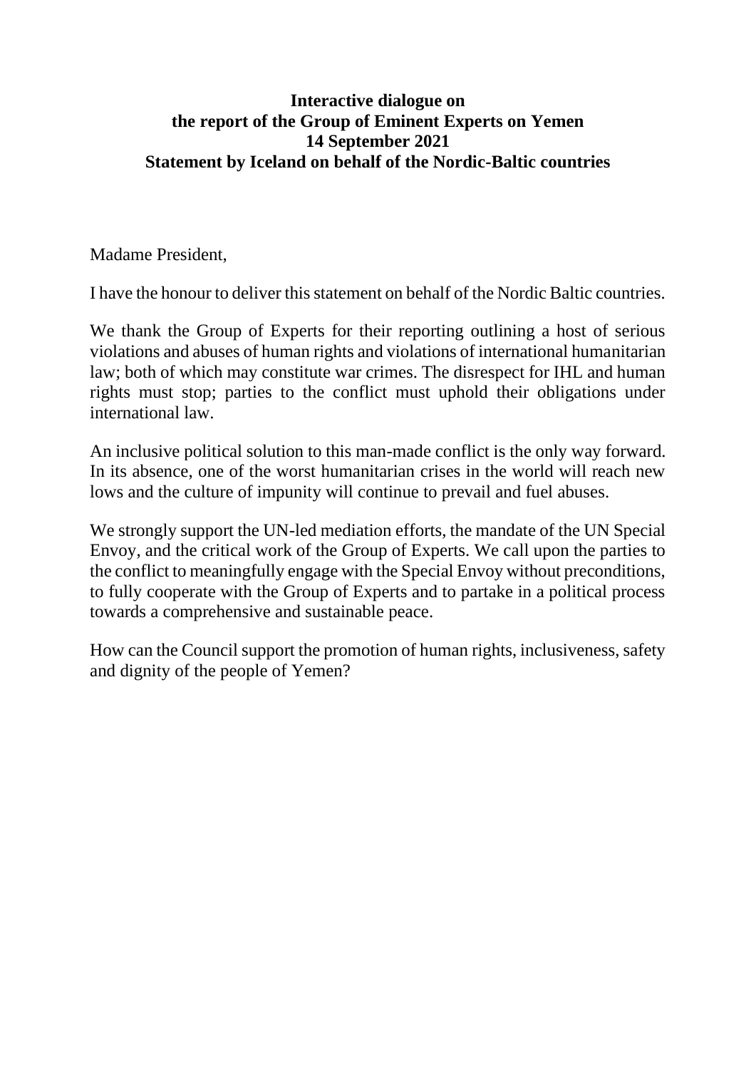**Interactive dialogue on**
**the report of the Group of Eminent Experts on Yemen**
**14 September 2021**
**Statement by Iceland on behalf of the Nordic-Baltic countries**

Madame President,

I have the honour to deliver this statement on behalf of the Nordic Baltic countries.

We thank the Group of Experts for their reporting outlining a host of serious violations and abuses of human rights and violations of international humanitarian law; both of which may constitute war crimes. The disrespect for IHL and human rights must stop; parties to the conflict must uphold their obligations under international law.

An inclusive political solution to this man-made conflict is the only way forward. In its absence, one of the worst humanitarian crises in the world will reach new lows and the culture of impunity will continue to prevail and fuel abuses.

We strongly support the UN-led mediation efforts, the mandate of the UN Special Envoy, and the critical work of the Group of Experts. We call upon the parties to the conflict to meaningfully engage with the Special Envoy without preconditions, to fully cooperate with the Group of Experts and to partake in a political process towards a comprehensive and sustainable peace.

How can the Council support the promotion of human rights, inclusiveness, safety and dignity of the people of Yemen?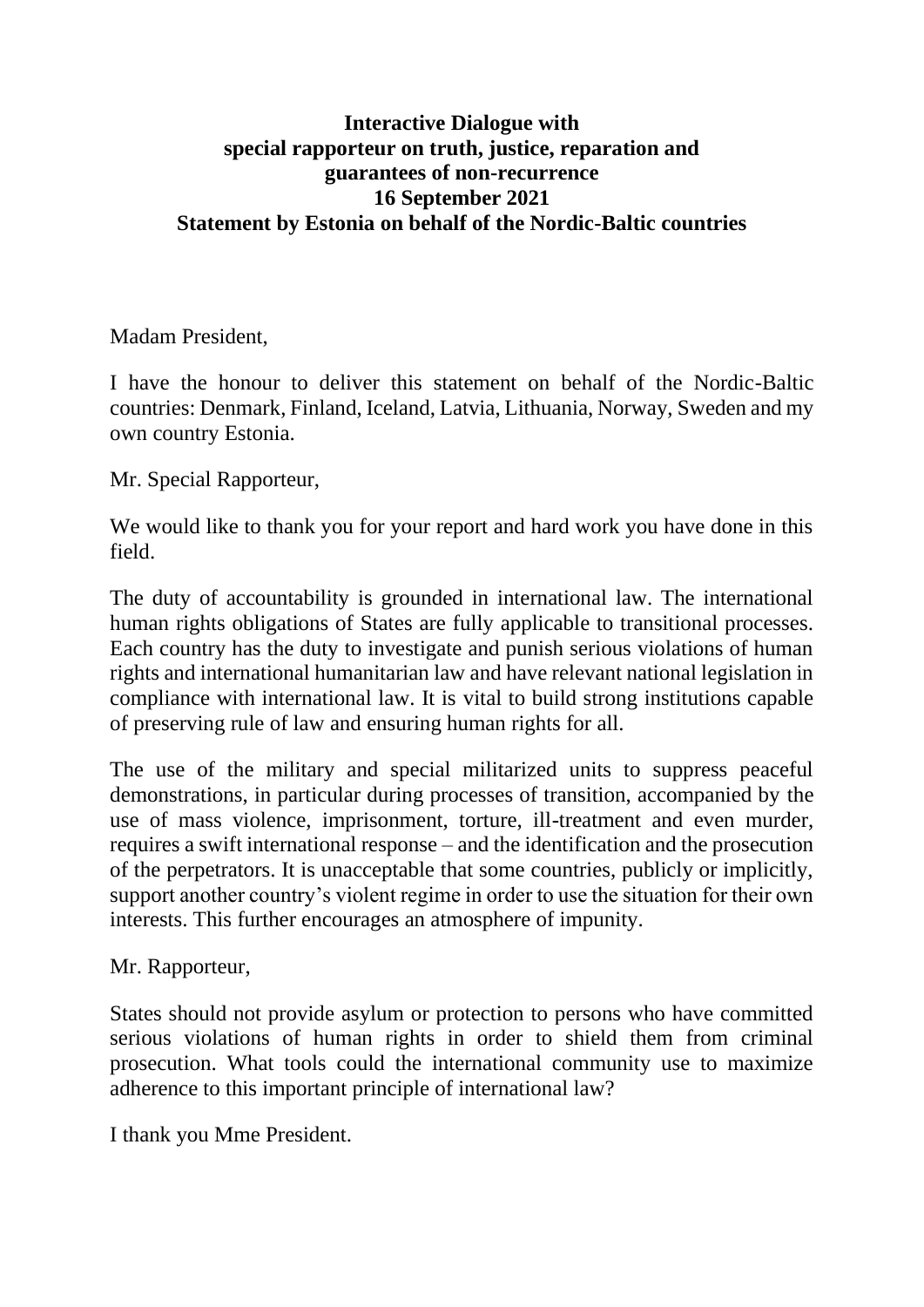**Interactive Dialogue with special rapporteur on truth, justice, reparation and guarantees of non-recurrence 16 September 2021 Statement by Estonia on behalf of the Nordic-Baltic countries**

Madam President,

I have the honour to deliver this statement on behalf of the Nordic-Baltic countries: Denmark, Finland, Iceland, Latvia, Lithuania, Norway, Sweden and my own country Estonia.

Mr. Special Rapporteur,

We would like to thank you for your report and hard work you have done in this field.

The duty of accountability is grounded in international law. The international human rights obligations of States are fully applicable to transitional processes. Each country has the duty to investigate and punish serious violations of human rights and international humanitarian law and have relevant national legislation in compliance with international law. It is vital to build strong institutions capable of preserving rule of law and ensuring human rights for all.

The use of the military and special militarized units to suppress peaceful demonstrations, in particular during processes of transition, accompanied by the use of mass violence, imprisonment, torture, ill-treatment and even murder, requires a swift international response – and the identification and the prosecution of the perpetrators. It is unacceptable that some countries, publicly or implicitly, support another country's violent regime in order to use the situation for their own interests. This further encourages an atmosphere of impunity.

Mr. Rapporteur,

States should not provide asylum or protection to persons who have committed serious violations of human rights in order to shield them from criminal prosecution. What tools could the international community use to maximize adherence to this important principle of international law?

I thank you Mme President.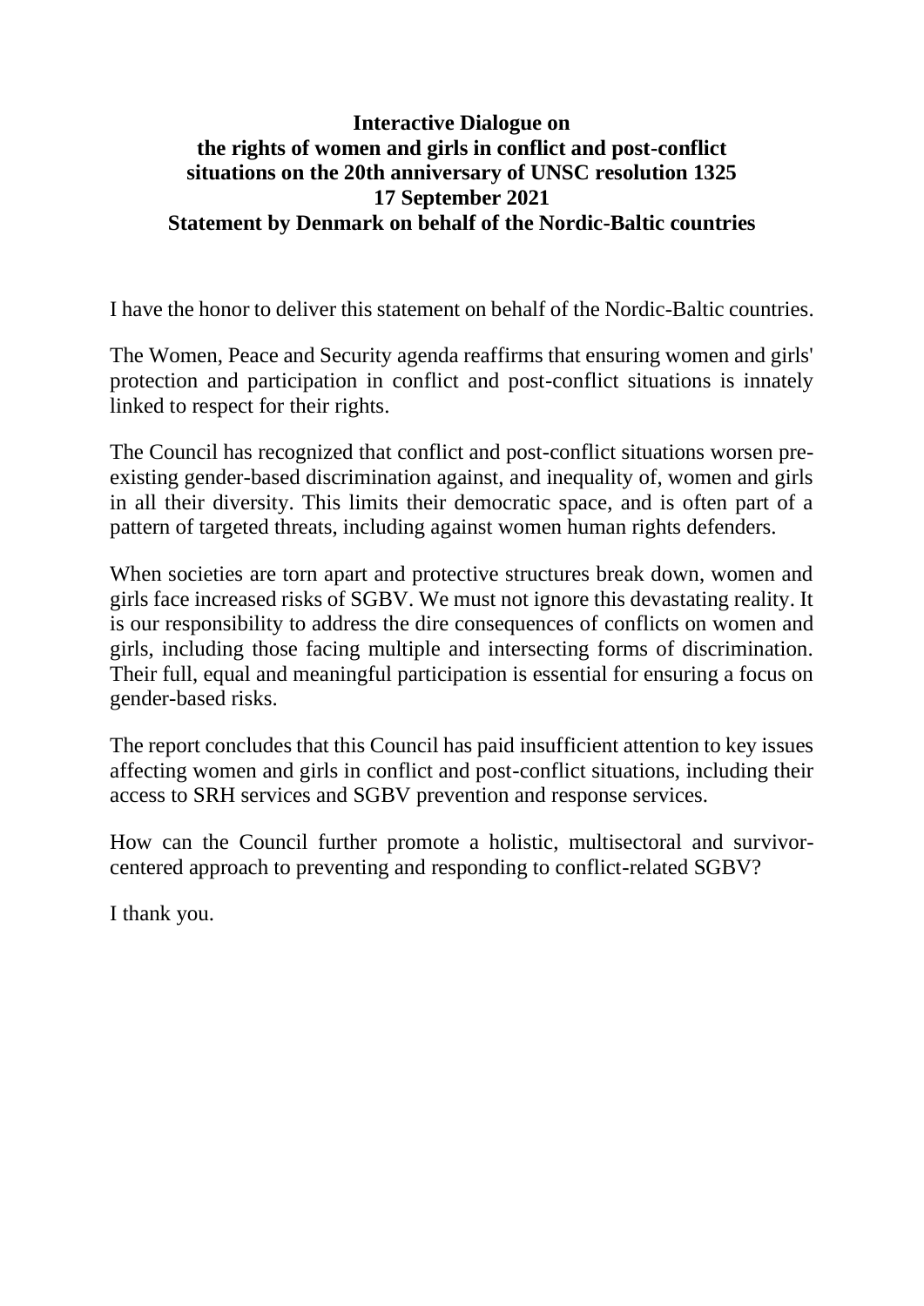**Interactive Dialogue on the rights of women and girls in conflict and post-conflict situations on the 20th anniversary of UNSC resolution 1325**
**17 September 2021**
**Statement by Denmark on behalf of the Nordic-Baltic countries**

I have the honor to deliver this statement on behalf of the Nordic-Baltic countries.

The Women, Peace and Security agenda reaffirms that ensuring women and girls' protection and participation in conflict and post-conflict situations is innately linked to respect for their rights.

The Council has recognized that conflict and post-conflict situations worsen pre-existing gender-based discrimination against, and inequality of, women and girls in all their diversity. This limits their democratic space, and is often part of a pattern of targeted threats, including against women human rights defenders.

When societies are torn apart and protective structures break down, women and girls face increased risks of SGBV. We must not ignore this devastating reality. It is our responsibility to address the dire consequences of conflicts on women and girls, including those facing multiple and intersecting forms of discrimination. Their full, equal and meaningful participation is essential for ensuring a focus on gender-based risks.

The report concludes that this Council has paid insufficient attention to key issues affecting women and girls in conflict and post-conflict situations, including their access to SRH services and SGBV prevention and response services.

How can the Council further promote a holistic, multisectoral and survivor-centered approach to preventing and responding to conflict-related SGBV?

I thank you.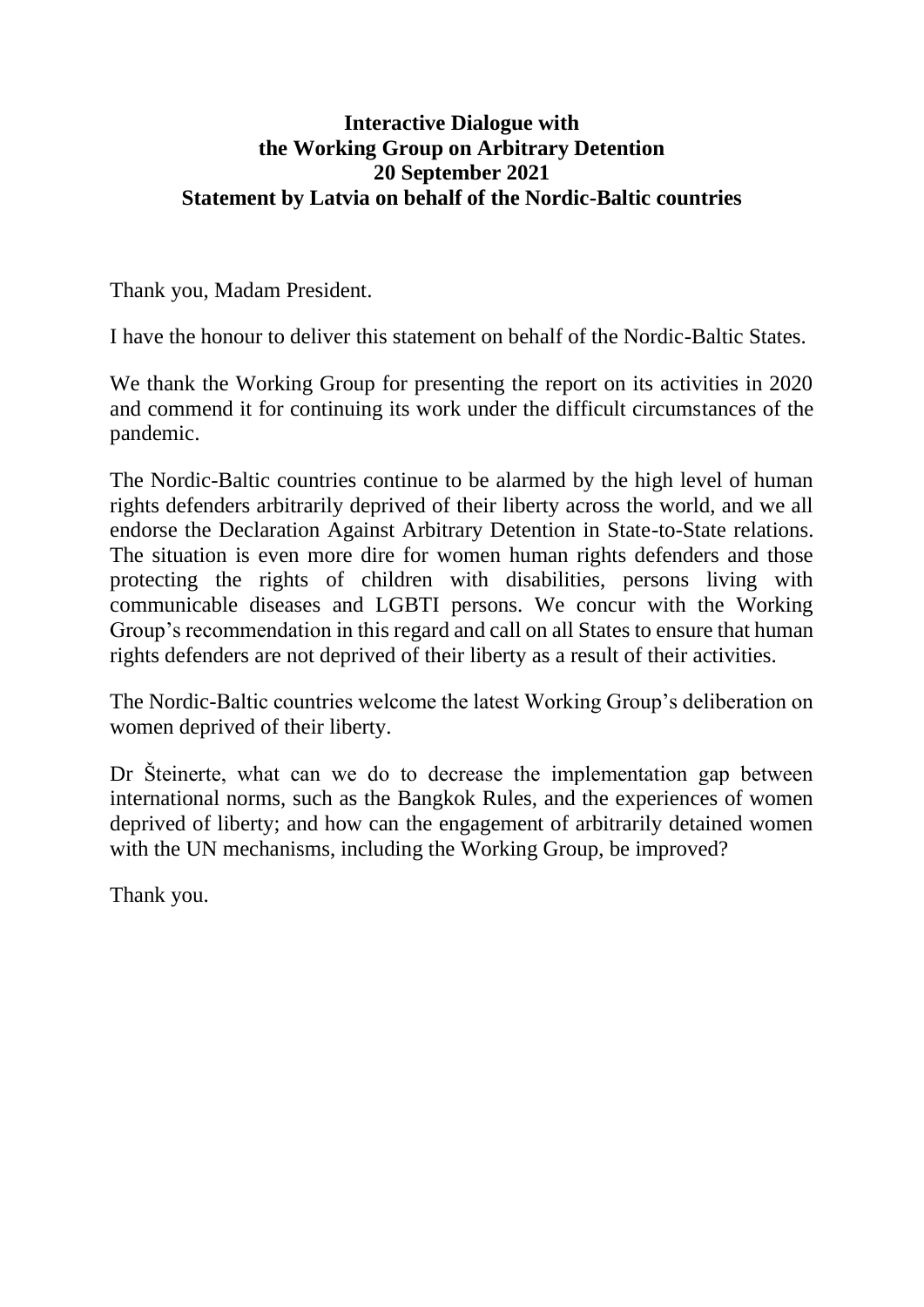**Interactive Dialogue with the Working Group on Arbitrary Detention 20 September 2021 Statement by Latvia on behalf of the Nordic-Baltic countries**

Thank you, Madam President.

I have the honour to deliver this statement on behalf of the Nordic-Baltic States.

We thank the Working Group for presenting the report on its activities in 2020 and commend it for continuing its work under the difficult circumstances of the pandemic.

The Nordic-Baltic countries continue to be alarmed by the high level of human rights defenders arbitrarily deprived of their liberty across the world, and we all endorse the Declaration Against Arbitrary Detention in State-to-State relations. The situation is even more dire for women human rights defenders and those protecting the rights of children with disabilities, persons living with communicable diseases and LGBTI persons. We concur with the Working Group's recommendation in this regard and call on all States to ensure that human rights defenders are not deprived of their liberty as a result of their activities.

The Nordic-Baltic countries welcome the latest Working Group's deliberation on women deprived of their liberty.

Dr Šteinerte, what can we do to decrease the implementation gap between international norms, such as the Bangkok Rules, and the experiences of women deprived of liberty; and how can the engagement of arbitrarily detained women with the UN mechanisms, including the Working Group, be improved?

Thank you.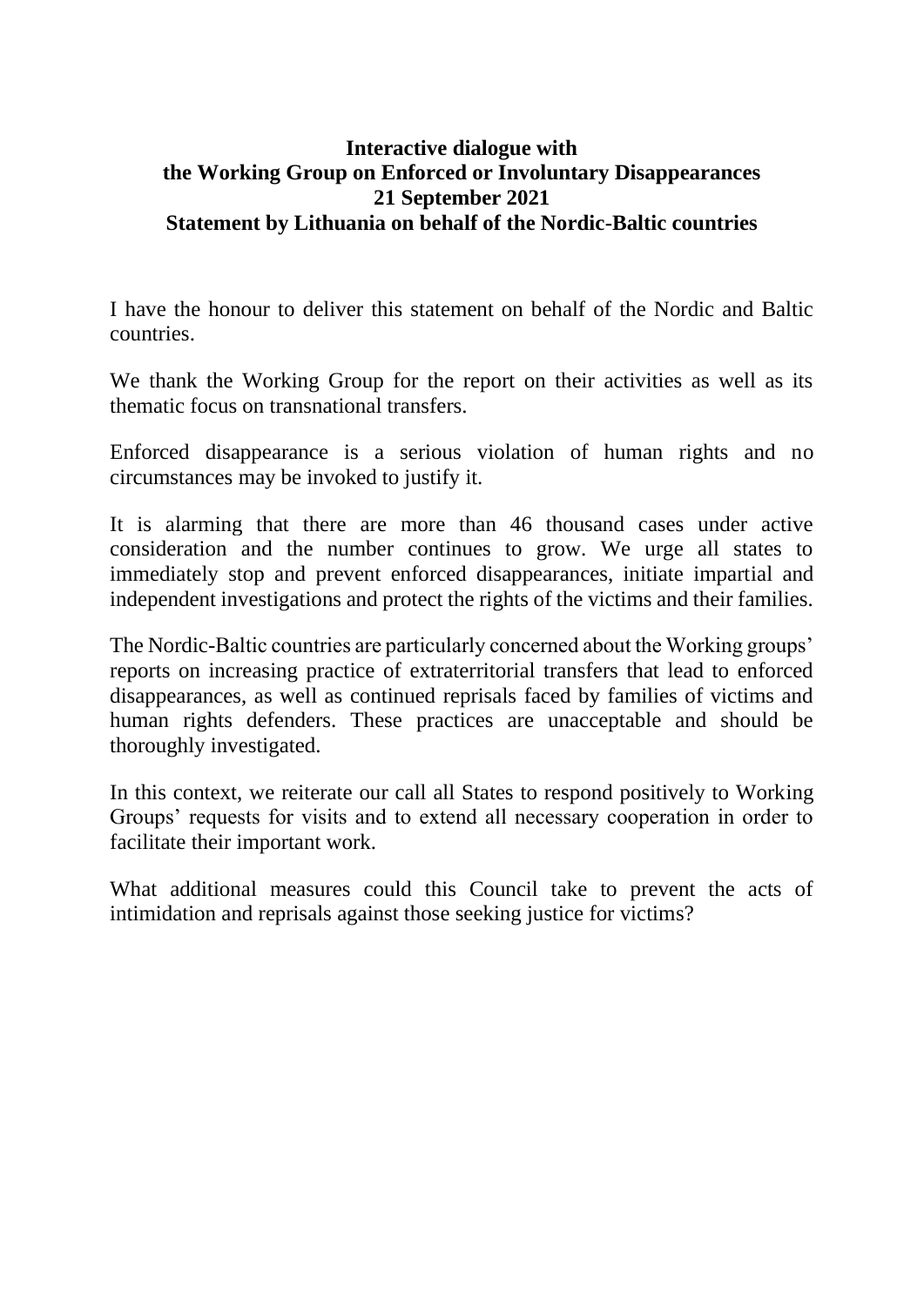**Interactive dialogue with the Working Group on Enforced or Involuntary Disappearances 21 September 2021 Statement by Lithuania on behalf of the Nordic-Baltic countries**

I have the honour to deliver this statement on behalf of the Nordic and Baltic countries.

We thank the Working Group for the report on their activities as well as its thematic focus on transnational transfers.

Enforced disappearance is a serious violation of human rights and no circumstances may be invoked to justify it.

It is alarming that there are more than 46 thousand cases under active consideration and the number continues to grow. We urge all states to immediately stop and prevent enforced disappearances, initiate impartial and independent investigations and protect the rights of the victims and their families.

The Nordic-Baltic countries are particularly concerned about the Working groups' reports on increasing practice of extraterritorial transfers that lead to enforced disappearances, as well as continued reprisals faced by families of victims and human rights defenders. These practices are unacceptable and should be thoroughly investigated.

In this context, we reiterate our call all States to respond positively to Working Groups' requests for visits and to extend all necessary cooperation in order to facilitate their important work.

What additional measures could this Council take to prevent the acts of intimidation and reprisals against those seeking justice for victims?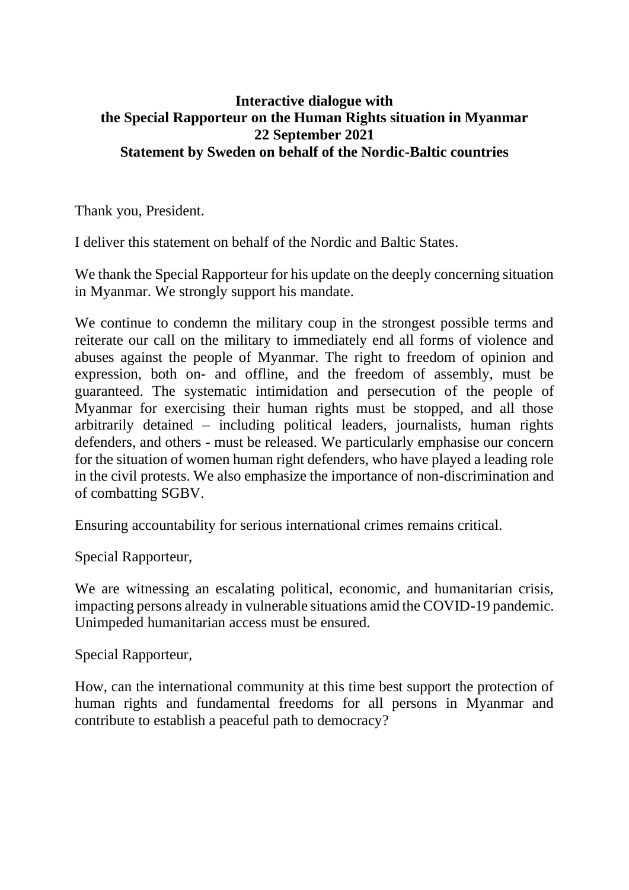**Interactive dialogue with**
**the Special Rapporteur on the Human Rights situation in Myanmar**
**22 September 2021**
**Statement by Sweden on behalf of the Nordic-Baltic countries**

Thank you, President.

I deliver this statement on behalf of the Nordic and Baltic States.

We thank the Special Rapporteur for his update on the deeply concerning situation in Myanmar. We strongly support his mandate.

We continue to condemn the military coup in the strongest possible terms and reiterate our call on the military to immediately end all forms of violence and abuses against the people of Myanmar. The right to freedom of opinion and expression, both on- and offline, and the freedom of assembly, must be guaranteed. The systematic intimidation and persecution of the people of Myanmar for exercising their human rights must be stopped, and all those arbitrarily detained – including political leaders, journalists, human rights defenders, and others - must be released. We particularly emphasise our concern for the situation of women human right defenders, who have played a leading role in the civil protests. We also emphasize the importance of non-discrimination and of combatting SGBV.

Ensuring accountability for serious international crimes remains critical.

Special Rapporteur,

We are witnessing an escalating political, economic, and humanitarian crisis, impacting persons already in vulnerable situations amid the COVID-19 pandemic. Unimpeded humanitarian access must be ensured.

Special Rapporteur,

How, can the international community at this time best support the protection of human rights and fundamental freedoms for all persons in Myanmar and contribute to establish a peaceful path to democracy?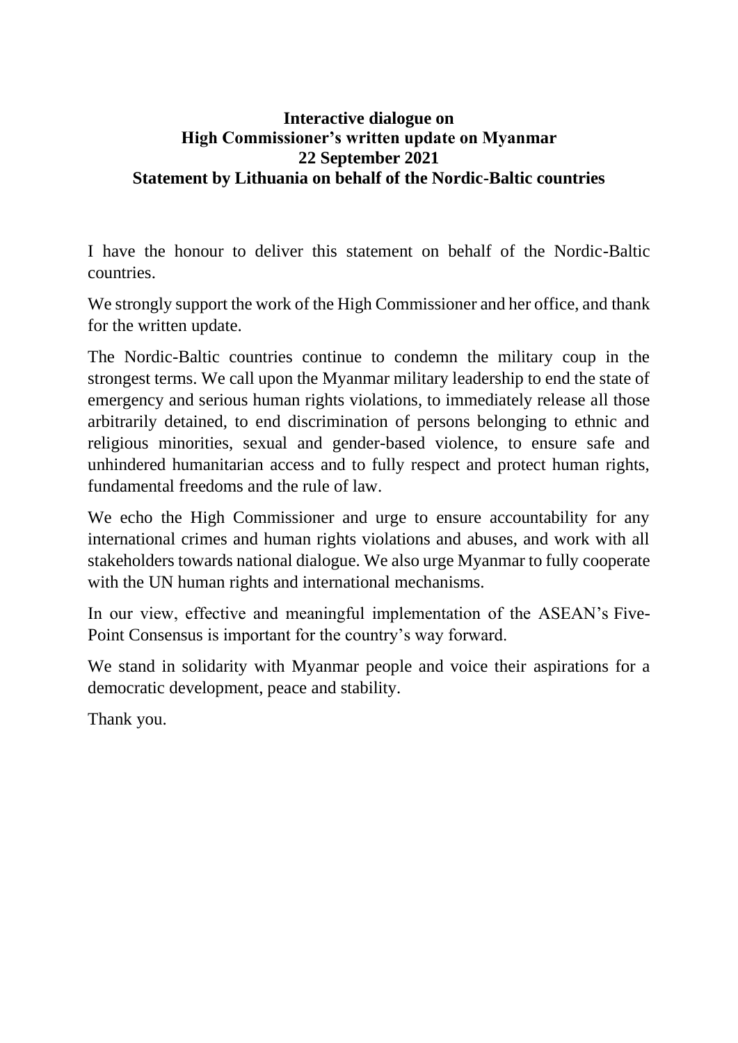**Interactive dialogue on**
**High Commissioner's written update on Myanmar**
**22 September 2021**
**Statement by Lithuania on behalf of the Nordic-Baltic countries**

I have the honour to deliver this statement on behalf of the Nordic-Baltic countries.

We strongly support the work of the High Commissioner and her office, and thank for the written update.

The Nordic-Baltic countries continue to condemn the military coup in the strongest terms. We call upon the Myanmar military leadership to end the state of emergency and serious human rights violations, to immediately release all those arbitrarily detained, to end discrimination of persons belonging to ethnic and religious minorities, sexual and gender-based violence, to ensure safe and unhindered humanitarian access and to fully respect and protect human rights, fundamental freedoms and the rule of law.

We echo the High Commissioner and urge to ensure accountability for any international crimes and human rights violations and abuses, and work with all stakeholders towards national dialogue. We also urge Myanmar to fully cooperate with the UN human rights and international mechanisms.

In our view, effective and meaningful implementation of the ASEAN's Five-Point Consensus is important for the country's way forward.

We stand in solidarity with Myanmar people and voice their aspirations for a democratic development, peace and stability.

Thank you.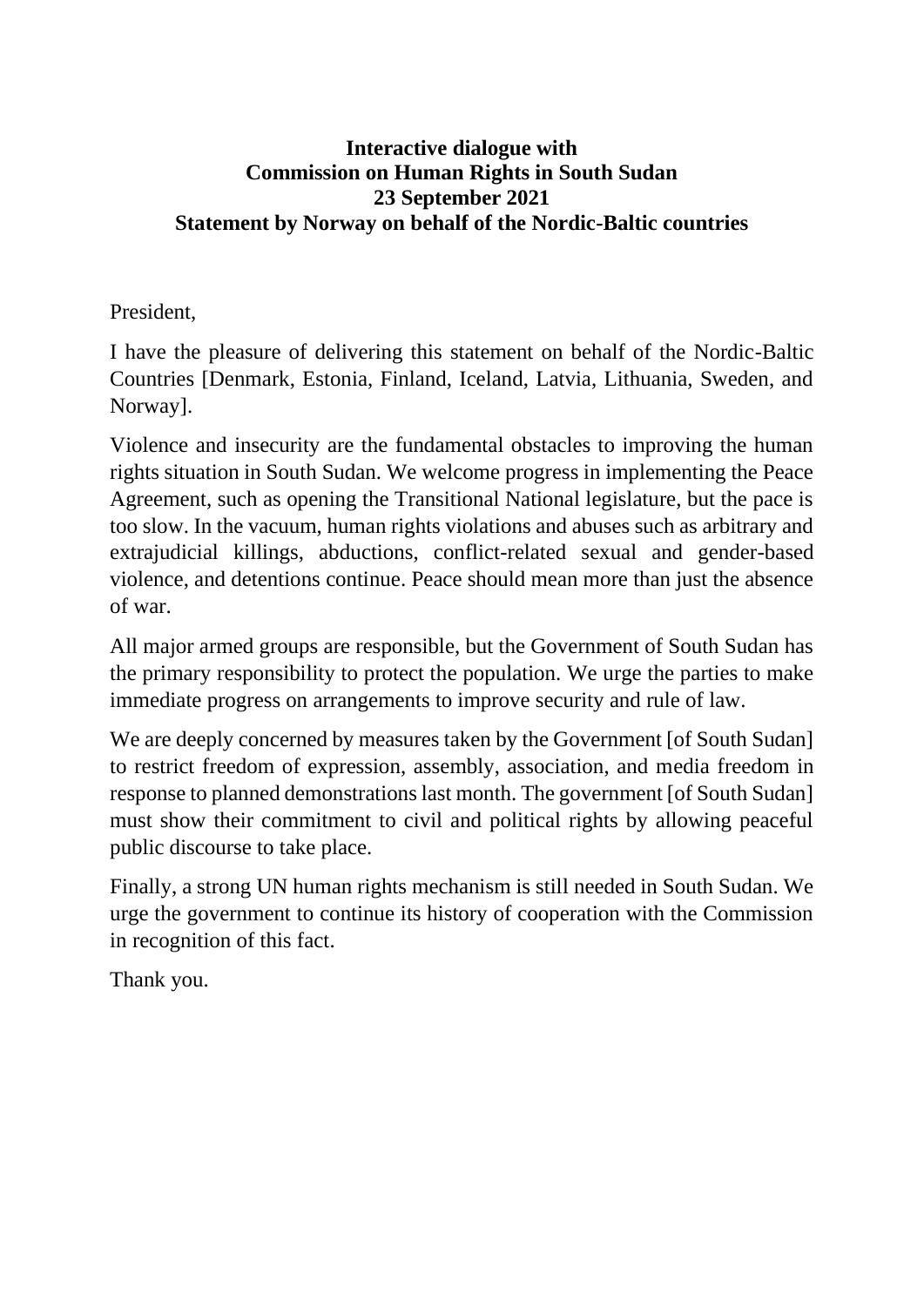**Interactive dialogue with**
**Commission on Human Rights in South Sudan**
**23 September 2021**
**Statement by Norway on behalf of the Nordic-Baltic countries**

President,

I have the pleasure of delivering this statement on behalf of the Nordic-Baltic Countries [Denmark, Estonia, Finland, Iceland, Latvia, Lithuania, Sweden, and Norway].

Violence and insecurity are the fundamental obstacles to improving the human rights situation in South Sudan. We welcome progress in implementing the Peace Agreement, such as opening the Transitional National legislature, but the pace is too slow. In the vacuum, human rights violations and abuses such as arbitrary and extrajudicial killings, abductions, conflict-related sexual and gender-based violence, and detentions continue. Peace should mean more than just the absence of war.

All major armed groups are responsible, but the Government of South Sudan has the primary responsibility to protect the population. We urge the parties to make immediate progress on arrangements to improve security and rule of law.

We are deeply concerned by measures taken by the Government [of South Sudan] to restrict freedom of expression, assembly, association, and media freedom in response to planned demonstrations last month. The government [of South Sudan] must show their commitment to civil and political rights by allowing peaceful public discourse to take place.

Finally, a strong UN human rights mechanism is still needed in South Sudan. We urge the government to continue its history of cooperation with the Commission in recognition of this fact.

Thank you.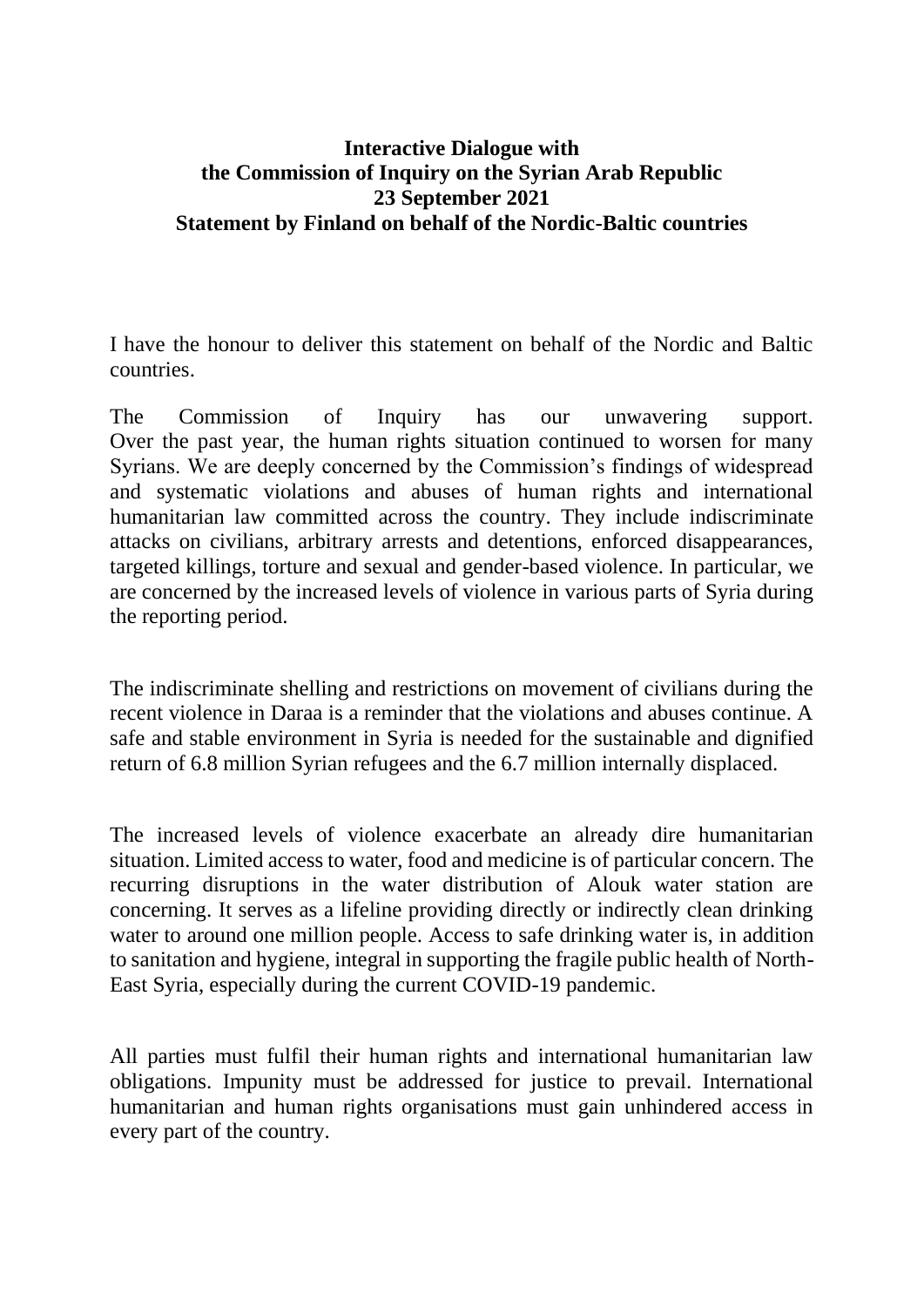**Interactive Dialogue with the Commission of Inquiry on the Syrian Arab Republic 23 September 2021 Statement by Finland on behalf of the Nordic-Baltic countries**

I have the honour to deliver this statement on behalf of the Nordic and Baltic countries.

The Commission of Inquiry has our unwavering support. Over the past year, the human rights situation continued to worsen for many Syrians. We are deeply concerned by the Commission's findings of widespread and systematic violations and abuses of human rights and international humanitarian law committed across the country. They include indiscriminate attacks on civilians, arbitrary arrests and detentions, enforced disappearances, targeted killings, torture and sexual and gender-based violence. In particular, we are concerned by the increased levels of violence in various parts of Syria during the reporting period.

The indiscriminate shelling and restrictions on movement of civilians during the recent violence in Daraa is a reminder that the violations and abuses continue. A safe and stable environment in Syria is needed for the sustainable and dignified return of 6.8 million Syrian refugees and the 6.7 million internally displaced.

The increased levels of violence exacerbate an already dire humanitarian situation. Limited access to water, food and medicine is of particular concern. The recurring disruptions in the water distribution of Alouk water station are concerning. It serves as a lifeline providing directly or indirectly clean drinking water to around one million people. Access to safe drinking water is, in addition to sanitation and hygiene, integral in supporting the fragile public health of North-East Syria, especially during the current COVID-19 pandemic.

All parties must fulfil their human rights and international humanitarian law obligations. Impunity must be addressed for justice to prevail. International humanitarian and human rights organisations must gain unhindered access in every part of the country.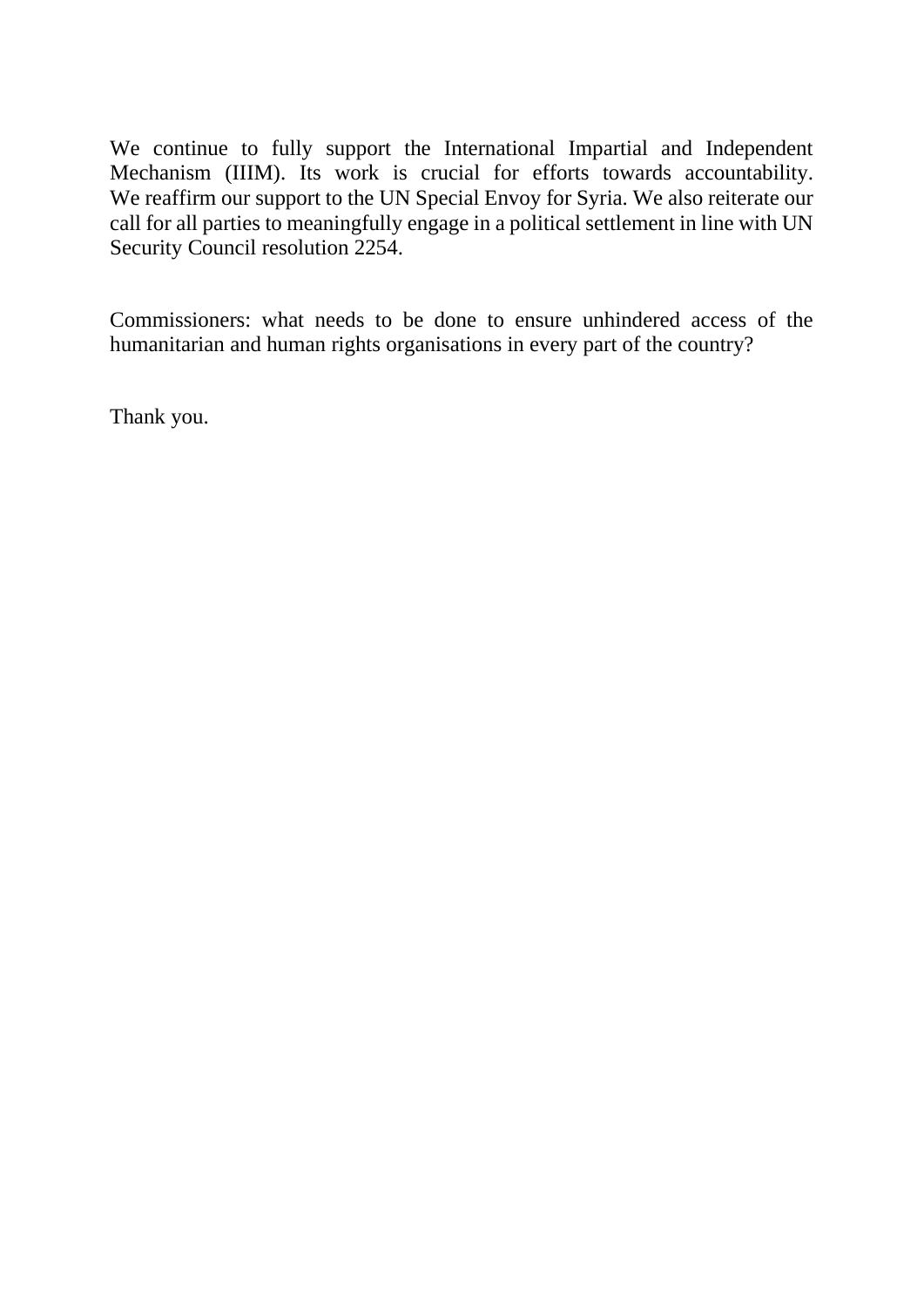We continue to fully support the International Impartial and Independent Mechanism (IIIM). Its work is crucial for efforts towards accountability. We reaffirm our support to the UN Special Envoy for Syria. We also reiterate our call for all parties to meaningfully engage in a political settlement in line with UN Security Council resolution 2254.

Commissioners: what needs to be done to ensure unhindered access of the humanitarian and human rights organisations in every part of the country?

Thank you.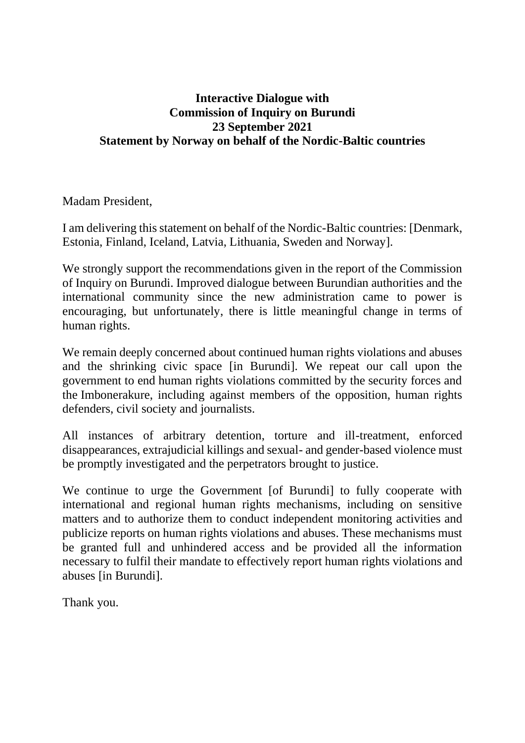**Interactive Dialogue with**
**Commission of Inquiry on Burundi**
**23 September 2021**
**Statement by Norway on behalf of the Nordic-Baltic countries**

Madam President,

I am delivering this statement on behalf of the Nordic-Baltic countries: [Denmark, Estonia, Finland, Iceland, Latvia, Lithuania, Sweden and Norway].

We strongly support the recommendations given in the report of the Commission of Inquiry on Burundi. Improved dialogue between Burundian authorities and the international community since the new administration came to power is encouraging, but unfortunately, there is little meaningful change in terms of human rights.

We remain deeply concerned about continued human rights violations and abuses and the shrinking civic space [in Burundi]. We repeat our call upon the government to end human rights violations committed by the security forces and the Imbonerakure, including against members of the opposition, human rights defenders, civil society and journalists.

All instances of arbitrary detention, torture and ill-treatment, enforced disappearances, extrajudicial killings and sexual- and gender-based violence must be promptly investigated and the perpetrators brought to justice.

We continue to urge the Government [of Burundi] to fully cooperate with international and regional human rights mechanisms, including on sensitive matters and to authorize them to conduct independent monitoring activities and publicize reports on human rights violations and abuses. These mechanisms must be granted full and unhindered access and be provided all the information necessary to fulfil their mandate to effectively report human rights violations and abuses [in Burundi].

Thank you.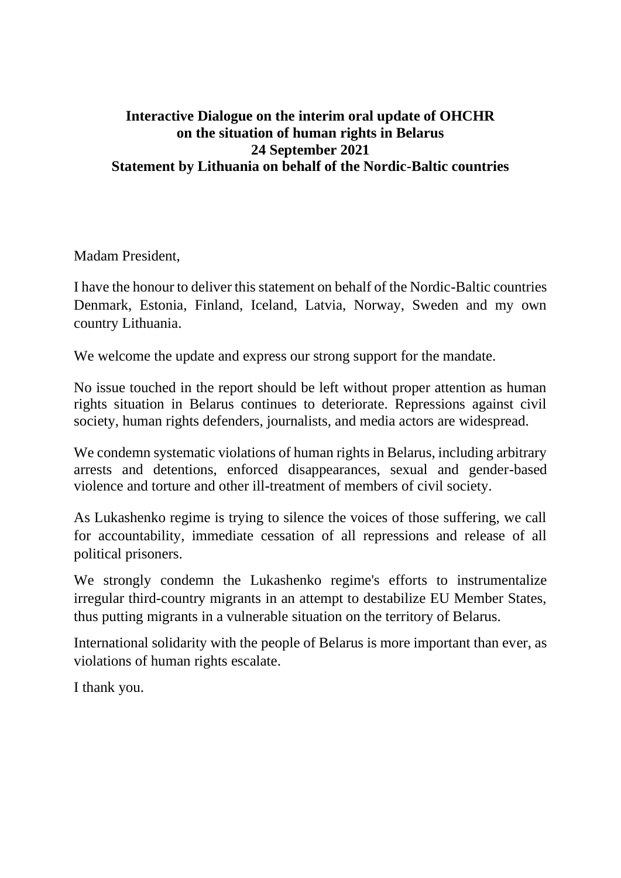**Interactive Dialogue on the interim oral update of OHCHR on the situation of human rights in Belarus**
**24 September 2021**
**Statement by Lithuania on behalf of the Nordic-Baltic countries**

Madam President,

I have the honour to deliver this statement on behalf of the Nordic-Baltic countries Denmark, Estonia, Finland, Iceland, Latvia, Norway, Sweden and my own country Lithuania.

We welcome the update and express our strong support for the mandate.

No issue touched in the report should be left without proper attention as human rights situation in Belarus continues to deteriorate. Repressions against civil society, human rights defenders, journalists, and media actors are widespread.

We condemn systematic violations of human rights in Belarus, including arbitrary arrests and detentions, enforced disappearances, sexual and gender-based violence and torture and other ill-treatment of members of civil society.

As Lukashenko regime is trying to silence the voices of those suffering, we call for accountability, immediate cessation of all repressions and release of all political prisoners.

We strongly condemn the Lukashenko regime's efforts to instrumentalize irregular third-country migrants in an attempt to destabilize EU Member States, thus putting migrants in a vulnerable situation on the territory of Belarus.

International solidarity with the people of Belarus is more important than ever, as violations of human rights escalate.

I thank you.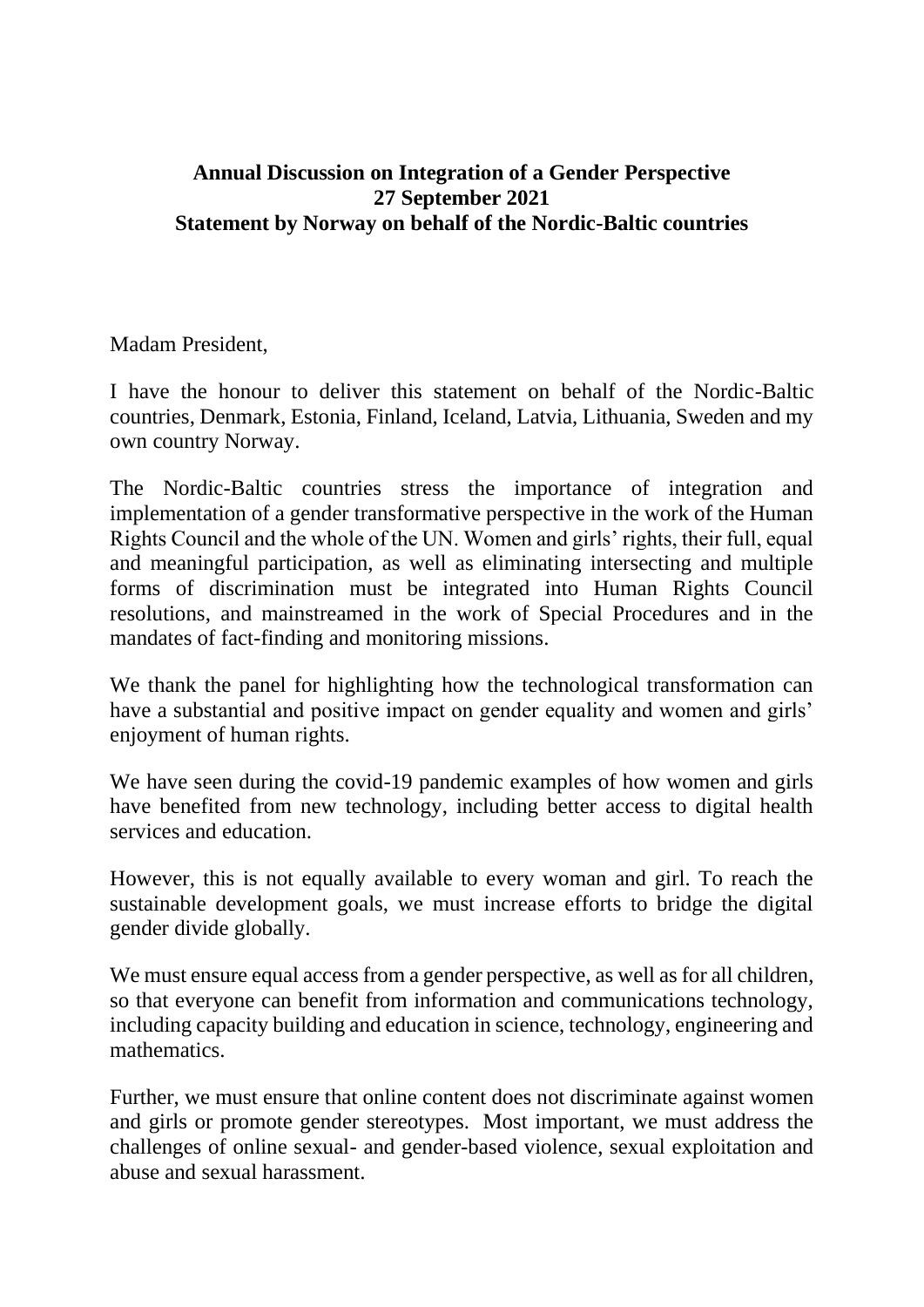**Annual Discussion on Integration of a Gender Perspective**
**27 September 2021**
**Statement by Norway on behalf of the Nordic-Baltic countries**

Madam President,

I have the honour to deliver this statement on behalf of the Nordic-Baltic countries, Denmark, Estonia, Finland, Iceland, Latvia, Lithuania, Sweden and my own country Norway.

The Nordic-Baltic countries stress the importance of integration and implementation of a gender transformative perspective in the work of the Human Rights Council and the whole of the UN. Women and girls' rights, their full, equal and meaningful participation, as well as eliminating intersecting and multiple forms of discrimination must be integrated into Human Rights Council resolutions, and mainstreamed in the work of Special Procedures and in the mandates of fact-finding and monitoring missions.

We thank the panel for highlighting how the technological transformation can have a substantial and positive impact on gender equality and women and girls' enjoyment of human rights.

We have seen during the covid-19 pandemic examples of how women and girls have benefited from new technology, including better access to digital health services and education.

However, this is not equally available to every woman and girl. To reach the sustainable development goals, we must increase efforts to bridge the digital gender divide globally.

We must ensure equal access from a gender perspective, as well as for all children, so that everyone can benefit from information and communications technology, including capacity building and education in science, technology, engineering and mathematics.

Further, we must ensure that online content does not discriminate against women and girls or promote gender stereotypes. Most important, we must address the challenges of online sexual- and gender-based violence, sexual exploitation and abuse and sexual harassment.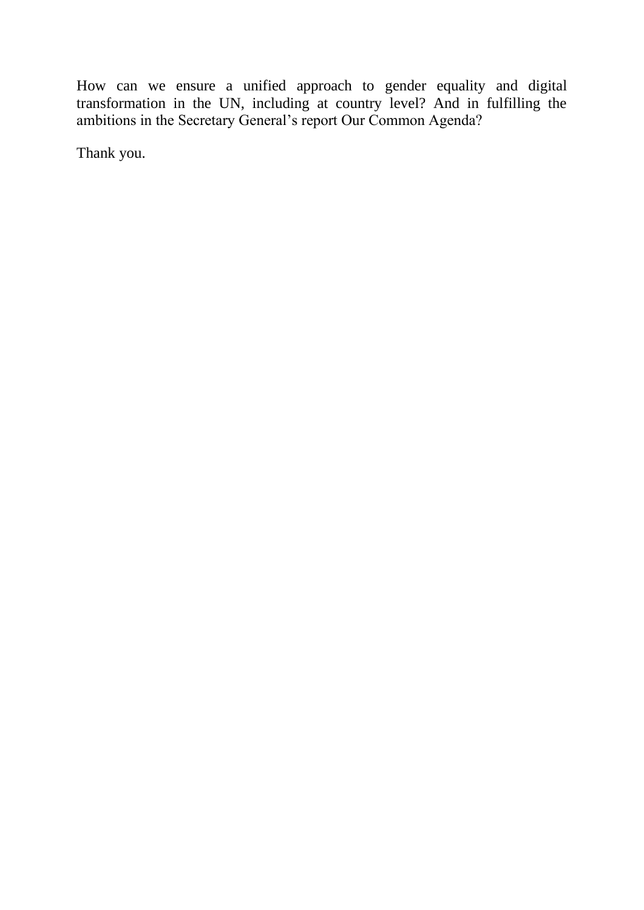How can we ensure a unified approach to gender equality and digital transformation in the UN, including at country level? And in fulfilling the ambitions in the Secretary General's report Our Common Agenda?

Thank you.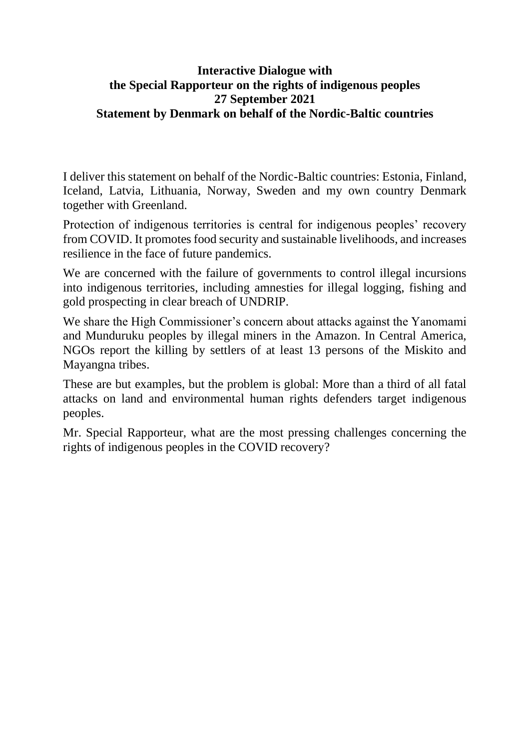**Interactive Dialogue with**
**the Special Rapporteur on the rights of indigenous peoples**
**27 September 2021**
**Statement by Denmark on behalf of the Nordic-Baltic countries**

I deliver this statement on behalf of the Nordic-Baltic countries: Estonia, Finland, Iceland, Latvia, Lithuania, Norway, Sweden and my own country Denmark together with Greenland.

Protection of indigenous territories is central for indigenous peoples' recovery from COVID. It promotes food security and sustainable livelihoods, and increases resilience in the face of future pandemics.

We are concerned with the failure of governments to control illegal incursions into indigenous territories, including amnesties for illegal logging, fishing and gold prospecting in clear breach of UNDRIP.

We share the High Commissioner's concern about attacks against the Yanomami and Munduruku peoples by illegal miners in the Amazon. In Central America, NGOs report the killing by settlers of at least 13 persons of the Miskito and Mayangna tribes.

These are but examples, but the problem is global: More than a third of all fatal attacks on land and environmental human rights defenders target indigenous peoples.

Mr. Special Rapporteur, what are the most pressing challenges concerning the rights of indigenous peoples in the COVID recovery?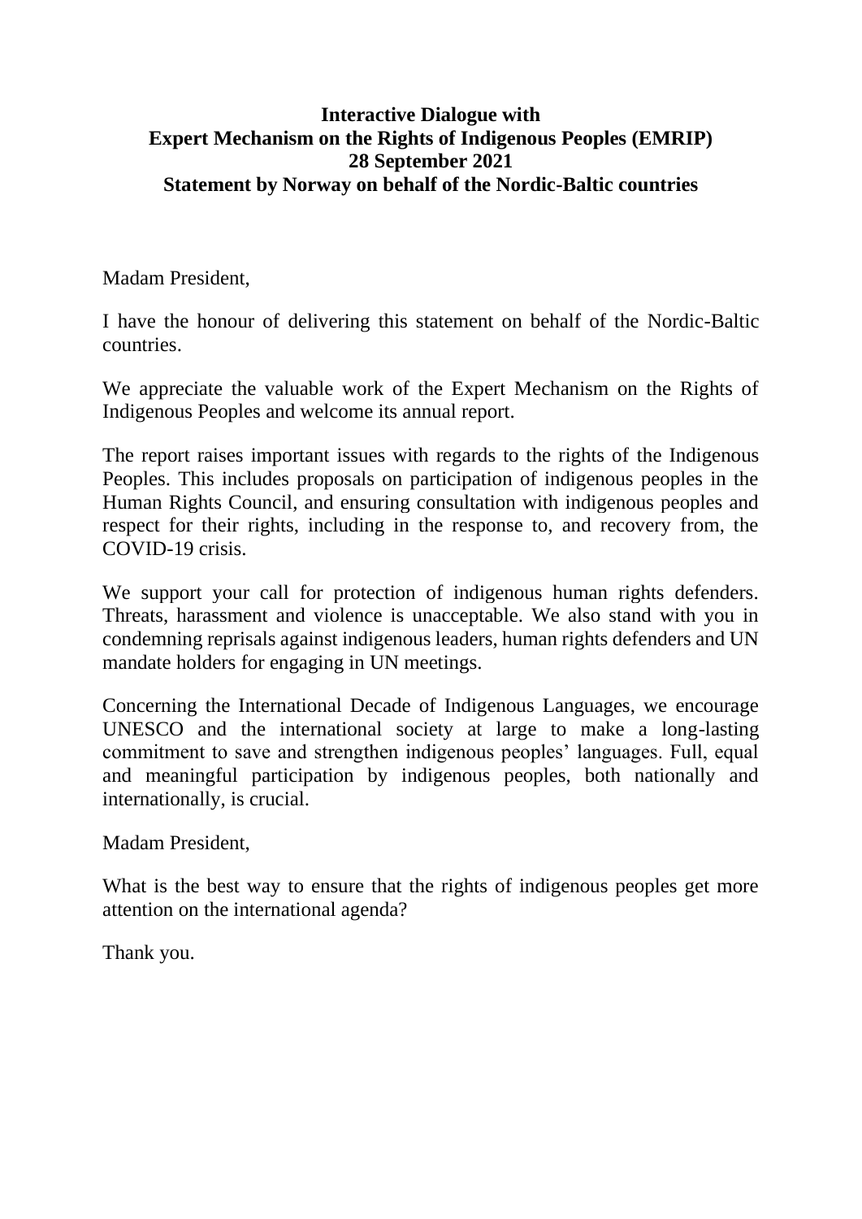**Interactive Dialogue with**
**Expert Mechanism on the Rights of Indigenous Peoples (EMRIP)**
**28 September 2021**
**Statement by Norway on behalf of the Nordic-Baltic countries**

Madam President,

I have the honour of delivering this statement on behalf of the Nordic-Baltic countries.

We appreciate the valuable work of the Expert Mechanism on the Rights of Indigenous Peoples and welcome its annual report.

The report raises important issues with regards to the rights of the Indigenous Peoples. This includes proposals on participation of indigenous peoples in the Human Rights Council, and ensuring consultation with indigenous peoples and respect for their rights, including in the response to, and recovery from, the COVID-19 crisis.

We support your call for protection of indigenous human rights defenders. Threats, harassment and violence is unacceptable. We also stand with you in condemning reprisals against indigenous leaders, human rights defenders and UN mandate holders for engaging in UN meetings.

Concerning the International Decade of Indigenous Languages, we encourage UNESCO and the international society at large to make a long-lasting commitment to save and strengthen indigenous peoples' languages. Full, equal and meaningful participation by indigenous peoples, both nationally and internationally, is crucial.

Madam President,

What is the best way to ensure that the rights of indigenous peoples get more attention on the international agenda?

Thank you.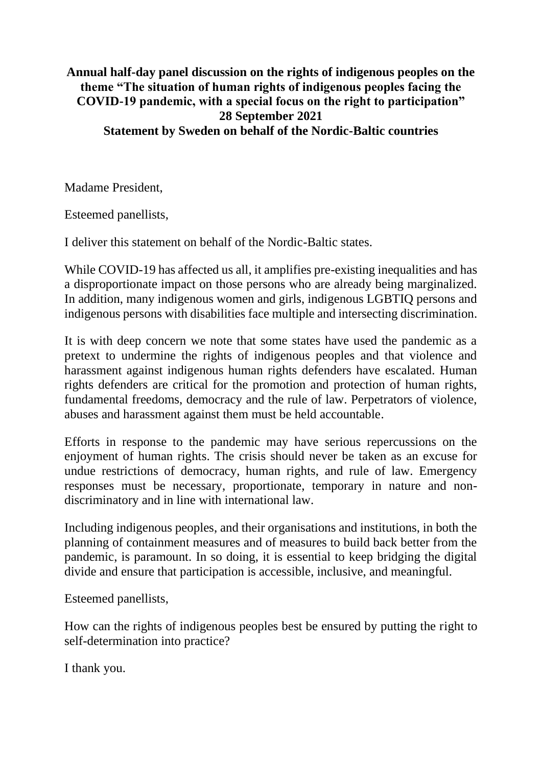**Annual half-day panel discussion on the rights of indigenous peoples on the theme "The situation of human rights of indigenous peoples facing the COVID-19 pandemic, with a special focus on the right to participation"**
**28 September 2021**
**Statement by Sweden on behalf of the Nordic-Baltic countries**

Madame President,

Esteemed panellists,

I deliver this statement on behalf of the Nordic-Baltic states.

While COVID-19 has affected us all, it amplifies pre-existing inequalities and has a disproportionate impact on those persons who are already being marginalized. In addition, many indigenous women and girls, indigenous LGBTIQ persons and indigenous persons with disabilities face multiple and intersecting discrimination.

It is with deep concern we note that some states have used the pandemic as a pretext to undermine the rights of indigenous peoples and that violence and harassment against indigenous human rights defenders have escalated. Human rights defenders are critical for the promotion and protection of human rights, fundamental freedoms, democracy and the rule of law. Perpetrators of violence, abuses and harassment against them must be held accountable.

Efforts in response to the pandemic may have serious repercussions on the enjoyment of human rights. The crisis should never be taken as an excuse for undue restrictions of democracy, human rights, and rule of law. Emergency responses must be necessary, proportionate, temporary in nature and non-discriminatory and in line with international law.

Including indigenous peoples, and their organisations and institutions, in both the planning of containment measures and of measures to build back better from the pandemic, is paramount. In so doing, it is essential to keep bridging the digital divide and ensure that participation is accessible, inclusive, and meaningful.

Esteemed panellists,

How can the rights of indigenous peoples best be ensured by putting the right to self-determination into practice?

I thank you.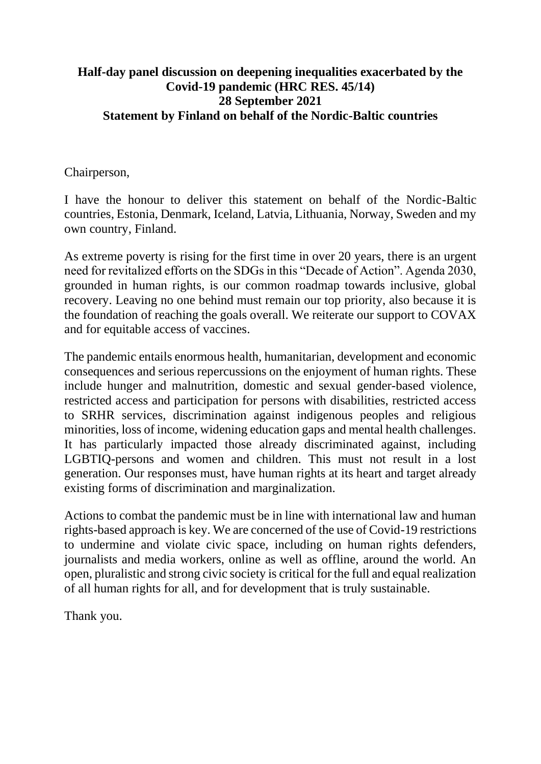**Half-day panel discussion on deepening inequalities exacerbated by the Covid-19 pandemic (HRC RES. 45/14)**
**28 September 2021**
**Statement by Finland on behalf of the Nordic-Baltic countries**

Chairperson,

I have the honour to deliver this statement on behalf of the Nordic-Baltic countries, Estonia, Denmark, Iceland, Latvia, Lithuania, Norway, Sweden and my own country, Finland.

As extreme poverty is rising for the first time in over 20 years, there is an urgent need for revitalized efforts on the SDGs in this "Decade of Action". Agenda 2030, grounded in human rights, is our common roadmap towards inclusive, global recovery. Leaving no one behind must remain our top priority, also because it is the foundation of reaching the goals overall. We reiterate our support to COVAX and for equitable access of vaccines.

The pandemic entails enormous health, humanitarian, development and economic consequences and serious repercussions on the enjoyment of human rights. These include hunger and malnutrition, domestic and sexual gender-based violence, restricted access and participation for persons with disabilities, restricted access to SRHR services, discrimination against indigenous peoples and religious minorities, loss of income, widening education gaps and mental health challenges. It has particularly impacted those already discriminated against, including LGBTIQ-persons and women and children. This must not result in a lost generation. Our responses must, have human rights at its heart and target already existing forms of discrimination and marginalization.

Actions to combat the pandemic must be in line with international law and human rights-based approach is key. We are concerned of the use of Covid-19 restrictions to undermine and violate civic space, including on human rights defenders, journalists and media workers, online as well as offline, around the world. An open, pluralistic and strong civic society is critical for the full and equal realization of all human rights for all, and for development that is truly sustainable.

Thank you.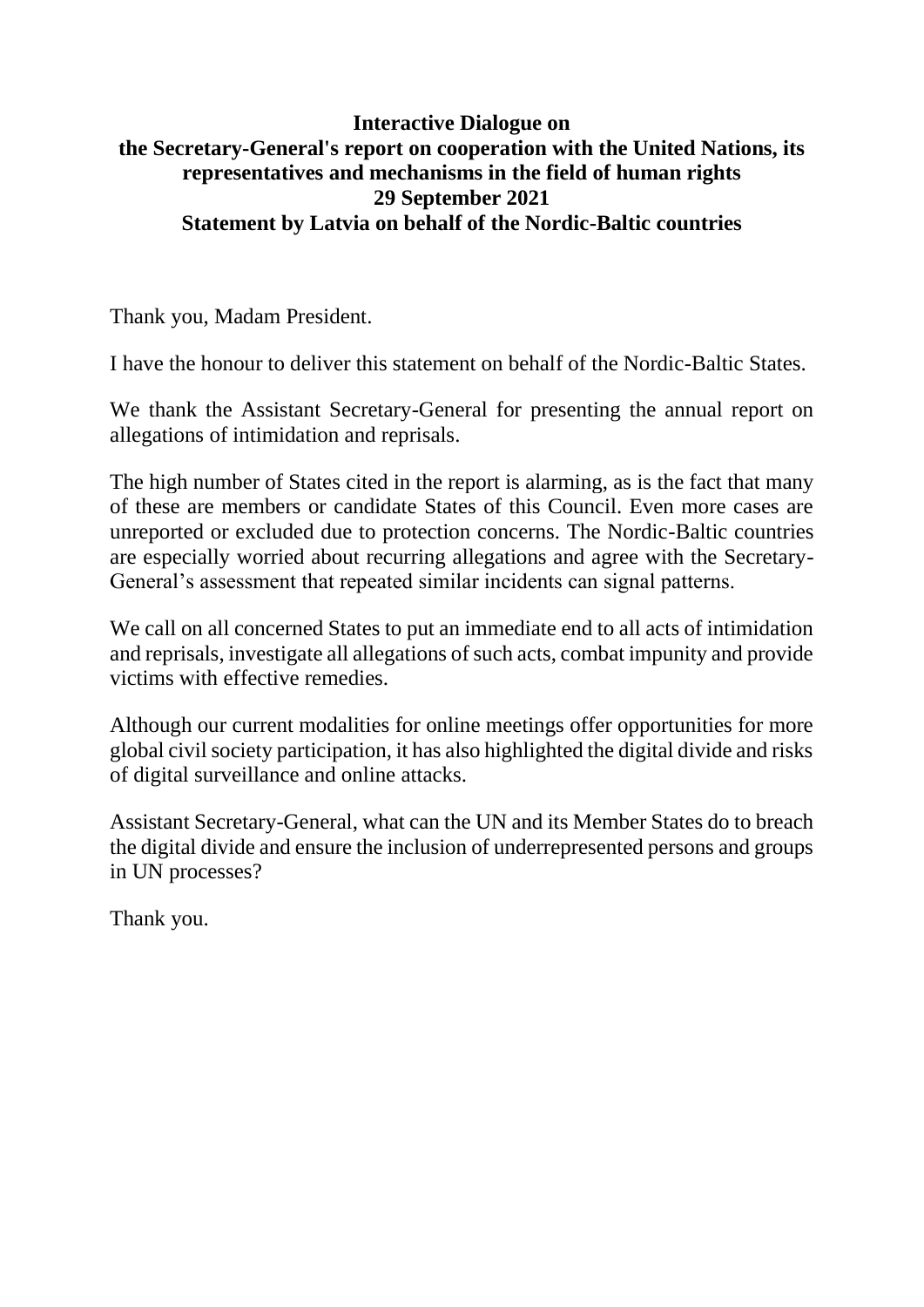**Interactive Dialogue on**
**the Secretary-General's report on cooperation with the United Nations, its representatives and mechanisms in the field of human rights**
**29 September 2021**
**Statement by Latvia on behalf of the Nordic-Baltic countries**

Thank you, Madam President.

I have the honour to deliver this statement on behalf of the Nordic-Baltic States.

We thank the Assistant Secretary-General for presenting the annual report on allegations of intimidation and reprisals.

The high number of States cited in the report is alarming, as is the fact that many of these are members or candidate States of this Council. Even more cases are unreported or excluded due to protection concerns. The Nordic-Baltic countries are especially worried about recurring allegations and agree with the Secretary-General's assessment that repeated similar incidents can signal patterns.

We call on all concerned States to put an immediate end to all acts of intimidation and reprisals, investigate all allegations of such acts, combat impunity and provide victims with effective remedies.

Although our current modalities for online meetings offer opportunities for more global civil society participation, it has also highlighted the digital divide and risks of digital surveillance and online attacks.

Assistant Secretary-General, what can the UN and its Member States do to breach the digital divide and ensure the inclusion of underrepresented persons and groups in UN processes?

Thank you.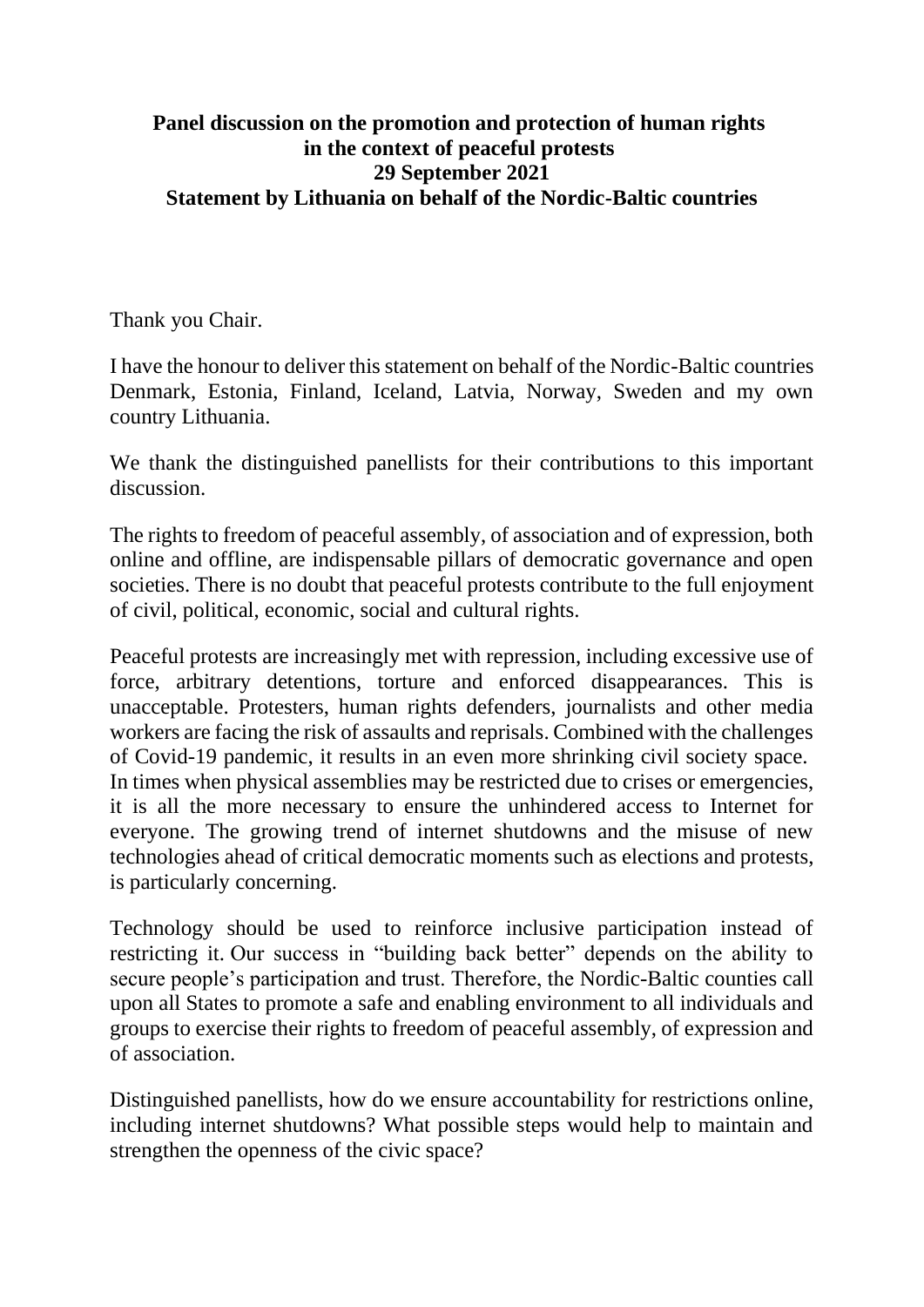**Panel discussion on the promotion and protection of human rights in the context of peaceful protests**
**29 September 2021**
**Statement by Lithuania on behalf of the Nordic-Baltic countries**

Thank you Chair.

I have the honour to deliver this statement on behalf of the Nordic-Baltic countries Denmark, Estonia, Finland, Iceland, Latvia, Norway, Sweden and my own country Lithuania.

We thank the distinguished panellists for their contributions to this important discussion.

The rights to freedom of peaceful assembly, of association and of expression, both online and offline, are indispensable pillars of democratic governance and open societies. There is no doubt that peaceful protests contribute to the full enjoyment of civil, political, economic, social and cultural rights.

Peaceful protests are increasingly met with repression, including excessive use of force, arbitrary detentions, torture and enforced disappearances. This is unacceptable. Protesters, human rights defenders, journalists and other media workers are facing the risk of assaults and reprisals. Combined with the challenges of Covid-19 pandemic, it results in an even more shrinking civil society space. In times when physical assemblies may be restricted due to crises or emergencies, it is all the more necessary to ensure the unhindered access to Internet for everyone. The growing trend of internet shutdowns and the misuse of new technologies ahead of critical democratic moments such as elections and protests, is particularly concerning.

Technology should be used to reinforce inclusive participation instead of restricting it. Our success in "building back better" depends on the ability to secure people's participation and trust. Therefore, the Nordic-Baltic counties call upon all States to promote a safe and enabling environment to all individuals and groups to exercise their rights to freedom of peaceful assembly, of expression and of association.

Distinguished panellists, how do we ensure accountability for restrictions online, including internet shutdowns? What possible steps would help to maintain and strengthen the openness of the civic space?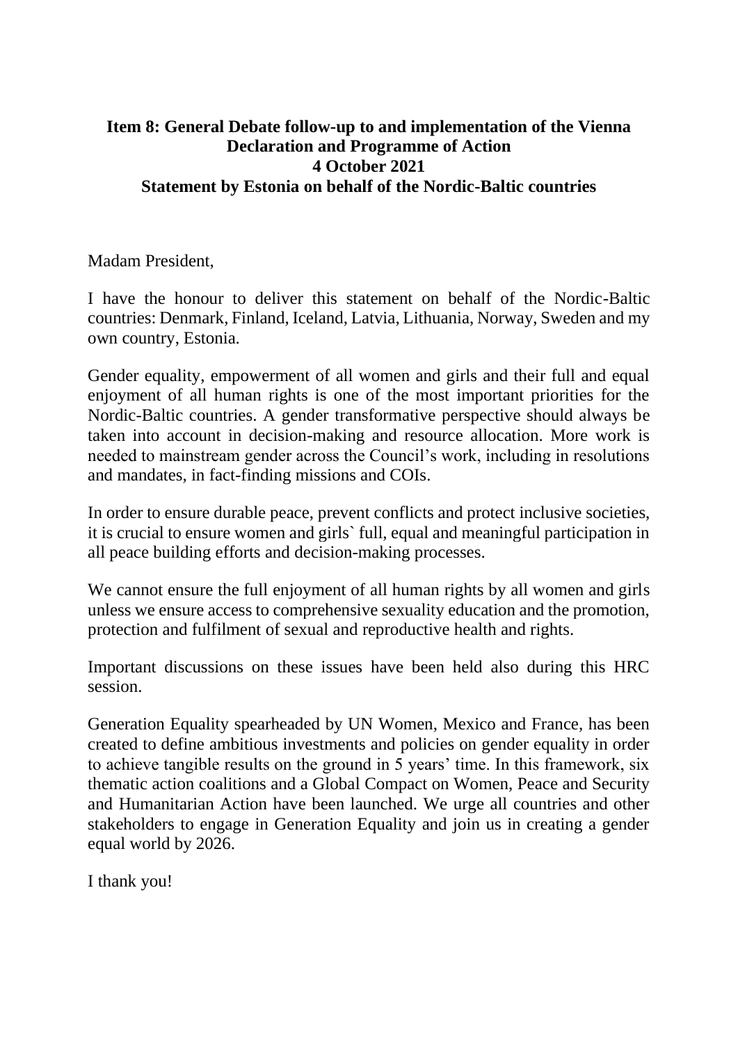**Item 8: General Debate follow-up to and implementation of the Vienna Declaration and Programme of Action**
**4 October 2021**
**Statement by Estonia on behalf of the Nordic-Baltic countries**

Madam President,

I have the honour to deliver this statement on behalf of the Nordic-Baltic countries: Denmark, Finland, Iceland, Latvia, Lithuania, Norway, Sweden and my own country, Estonia.

Gender equality, empowerment of all women and girls and their full and equal enjoyment of all human rights is one of the most important priorities for the Nordic-Baltic countries. A gender transformative perspective should always be taken into account in decision-making and resource allocation. More work is needed to mainstream gender across the Council's work, including in resolutions and mandates, in fact-finding missions and COIs.

In order to ensure durable peace, prevent conflicts and protect inclusive societies, it is crucial to ensure women and girls` full, equal and meaningful participation in all peace building efforts and decision-making processes.

We cannot ensure the full enjoyment of all human rights by all women and girls unless we ensure access to comprehensive sexuality education and the promotion, protection and fulfilment of sexual and reproductive health and rights.

Important discussions on these issues have been held also during this HRC session.

Generation Equality spearheaded by UN Women, Mexico and France, has been created to define ambitious investments and policies on gender equality in order to achieve tangible results on the ground in 5 years' time. In this framework, six thematic action coalitions and a Global Compact on Women, Peace and Security and Humanitarian Action have been launched. We urge all countries and other stakeholders to engage in Generation Equality and join us in creating a gender equal world by 2026.

I thank you!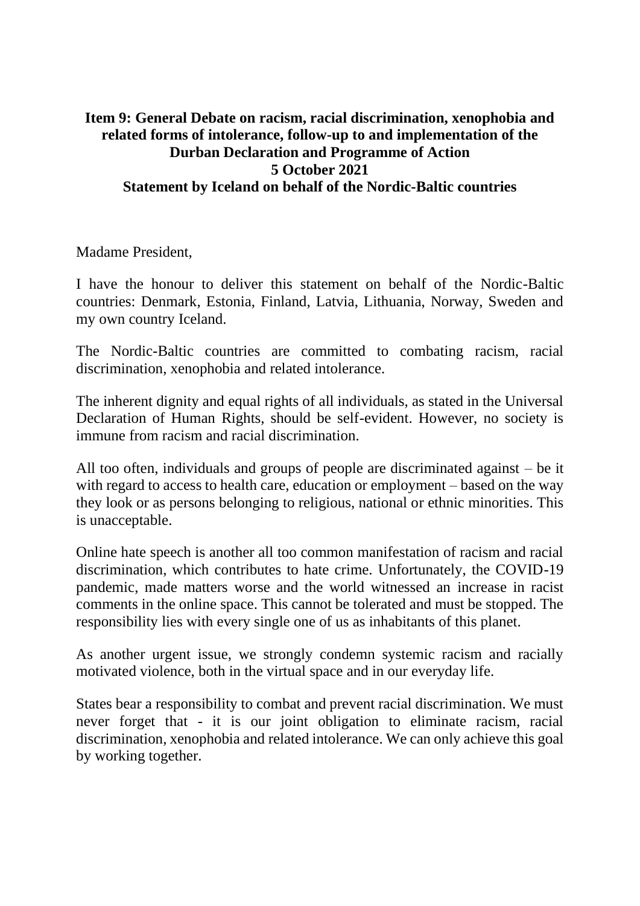**Item 9: General Debate on racism, racial discrimination, xenophobia and related forms of intolerance, follow-up to and implementation of the Durban Declaration and Programme of Action**
**5 October 2021**
**Statement by Iceland on behalf of the Nordic-Baltic countries**

Madame President,

I have the honour to deliver this statement on behalf of the Nordic-Baltic countries: Denmark, Estonia, Finland, Latvia, Lithuania, Norway, Sweden and my own country Iceland.

The Nordic-Baltic countries are committed to combating racism, racial discrimination, xenophobia and related intolerance.

The inherent dignity and equal rights of all individuals, as stated in the Universal Declaration of Human Rights, should be self-evident. However, no society is immune from racism and racial discrimination.

All too often, individuals and groups of people are discriminated against – be it with regard to access to health care, education or employment – based on the way they look or as persons belonging to religious, national or ethnic minorities. This is unacceptable.

Online hate speech is another all too common manifestation of racism and racial discrimination, which contributes to hate crime. Unfortunately, the COVID-19 pandemic, made matters worse and the world witnessed an increase in racist comments in the online space. This cannot be tolerated and must be stopped. The responsibility lies with every single one of us as inhabitants of this planet.

As another urgent issue, we strongly condemn systemic racism and racially motivated violence, both in the virtual space and in our everyday life.

States bear a responsibility to combat and prevent racial discrimination. We must never forget that - it is our joint obligation to eliminate racism, racial discrimination, xenophobia and related intolerance. We can only achieve this goal by working together.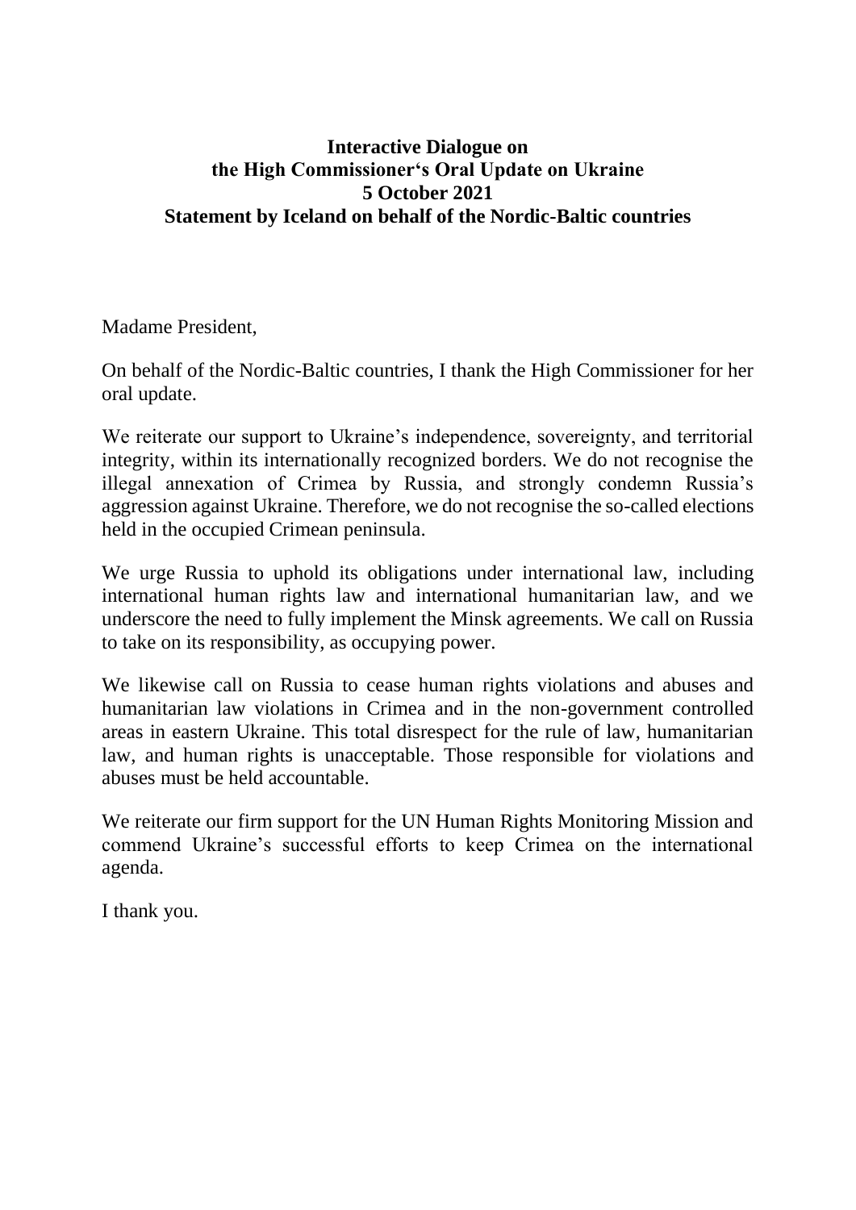**Interactive Dialogue on**
**the High Commissioner‘s Oral Update on Ukraine**
**5 October 2021**
**Statement by Iceland on behalf of the Nordic-Baltic countries**

Madame President,

On behalf of the Nordic-Baltic countries, I thank the High Commissioner for her oral update.

We reiterate our support to Ukraine’s independence, sovereignty, and territorial integrity, within its internationally recognized borders. We do not recognise the illegal annexation of Crimea by Russia, and strongly condemn Russia’s aggression against Ukraine. Therefore, we do not recognise the so-called elections held in the occupied Crimean peninsula.

We urge Russia to uphold its obligations under international law, including international human rights law and international humanitarian law, and we underscore the need to fully implement the Minsk agreements. We call on Russia to take on its responsibility, as occupying power.

We likewise call on Russia to cease human rights violations and abuses and humanitarian law violations in Crimea and in the non-government controlled areas in eastern Ukraine. This total disrespect for the rule of law, humanitarian law, and human rights is unacceptable. Those responsible for violations and abuses must be held accountable.

We reiterate our firm support for the UN Human Rights Monitoring Mission and commend Ukraine’s successful efforts to keep Crimea on the international agenda.

I thank you.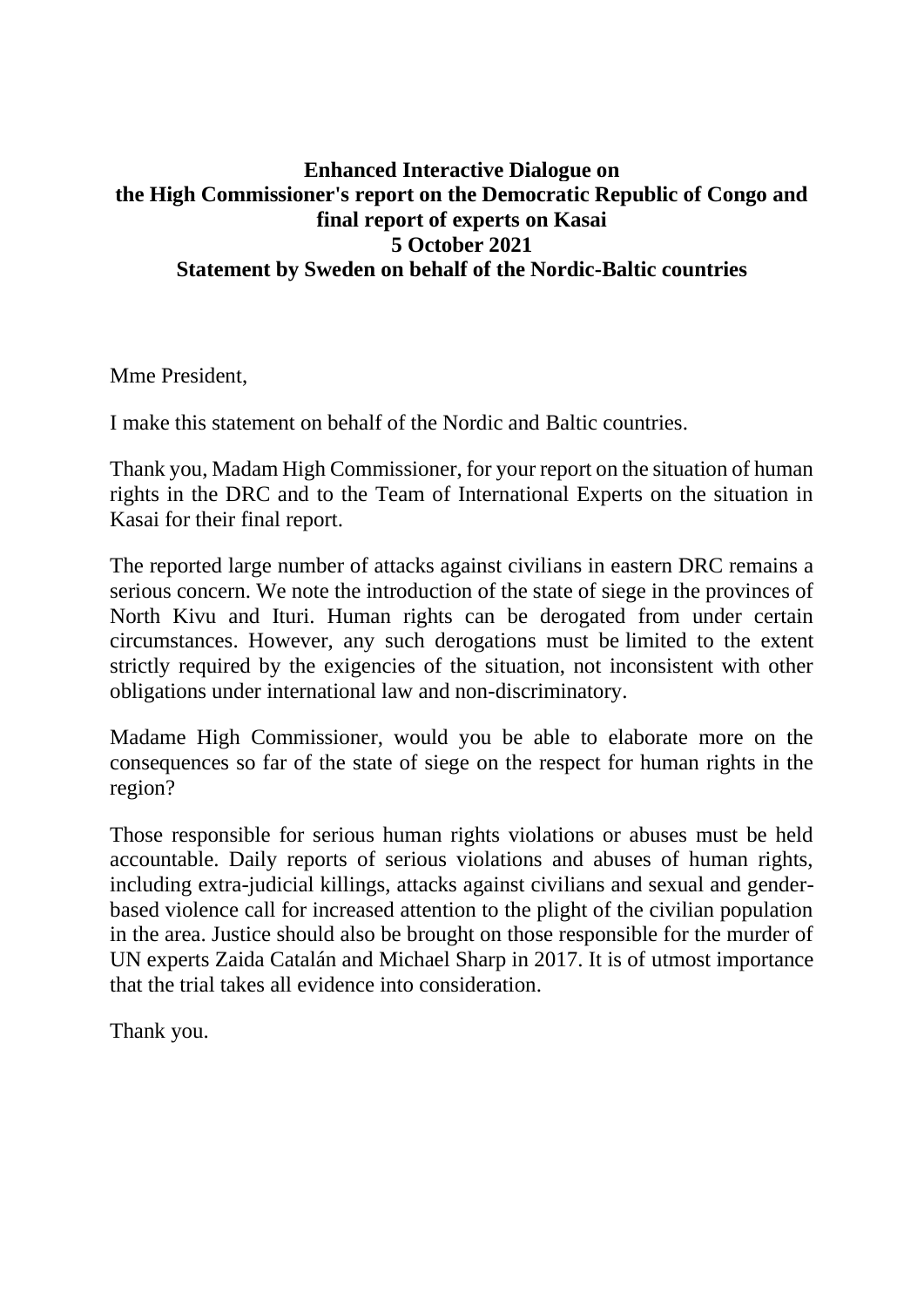**Enhanced Interactive Dialogue on**
**the High Commissioner's report on the Democratic Republic of Congo and final report of experts on Kasai**
**5 October 2021**
**Statement by Sweden on behalf of the Nordic-Baltic countries**

Mme President,

I make this statement on behalf of the Nordic and Baltic countries.

Thank you, Madam High Commissioner, for your report on the situation of human rights in the DRC and to the Team of International Experts on the situation in Kasai for their final report.

The reported large number of attacks against civilians in eastern DRC remains a serious concern. We note the introduction of the state of siege in the provinces of North Kivu and Ituri. Human rights can be derogated from under certain circumstances. However, any such derogations must be limited to the extent strictly required by the exigencies of the situation, not inconsistent with other obligations under international law and non-discriminatory.

Madame High Commissioner, would you be able to elaborate more on the consequences so far of the state of siege on the respect for human rights in the region?

Those responsible for serious human rights violations or abuses must be held accountable. Daily reports of serious violations and abuses of human rights, including extra-judicial killings, attacks against civilians and sexual and gender-based violence call for increased attention to the plight of the civilian population in the area. Justice should also be brought on those responsible for the murder of UN experts Zaida Catalán and Michael Sharp in 2017. It is of utmost importance that the trial takes all evidence into consideration.

Thank you.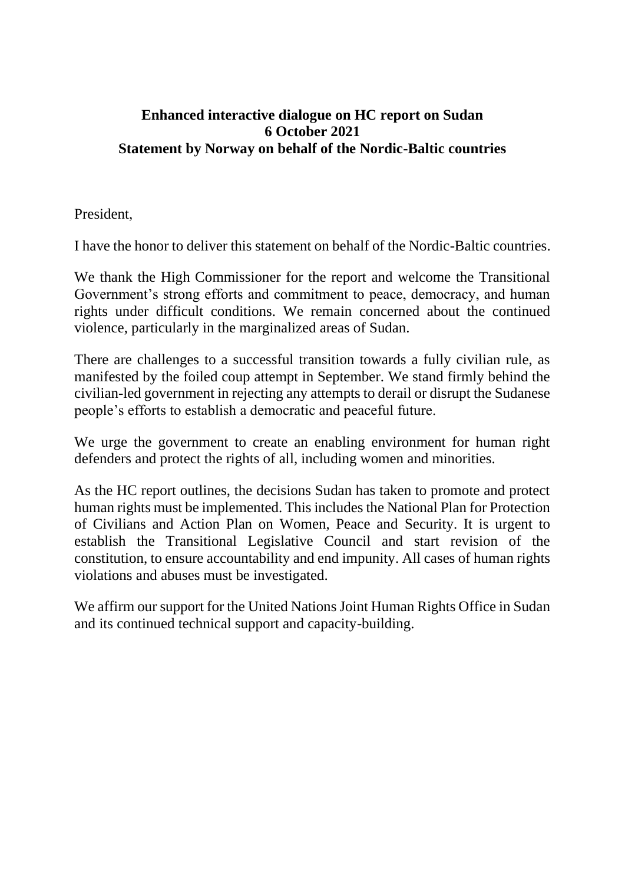**Enhanced interactive dialogue on HC report on Sudan**
**6 October 2021**
**Statement by Norway on behalf of the Nordic-Baltic countries**

President,

I have the honor to deliver this statement on behalf of the Nordic-Baltic countries.

We thank the High Commissioner for the report and welcome the Transitional Government's strong efforts and commitment to peace, democracy, and human rights under difficult conditions. We remain concerned about the continued violence, particularly in the marginalized areas of Sudan.

There are challenges to a successful transition towards a fully civilian rule, as manifested by the foiled coup attempt in September. We stand firmly behind the civilian-led government in rejecting any attempts to derail or disrupt the Sudanese people's efforts to establish a democratic and peaceful future.

We urge the government to create an enabling environment for human right defenders and protect the rights of all, including women and minorities.

As the HC report outlines, the decisions Sudan has taken to promote and protect human rights must be implemented. This includes the National Plan for Protection of Civilians and Action Plan on Women, Peace and Security. It is urgent to establish the Transitional Legislative Council and start revision of the constitution, to ensure accountability and end impunity. All cases of human rights violations and abuses must be investigated.

We affirm our support for the United Nations Joint Human Rights Office in Sudan and its continued technical support and capacity-building.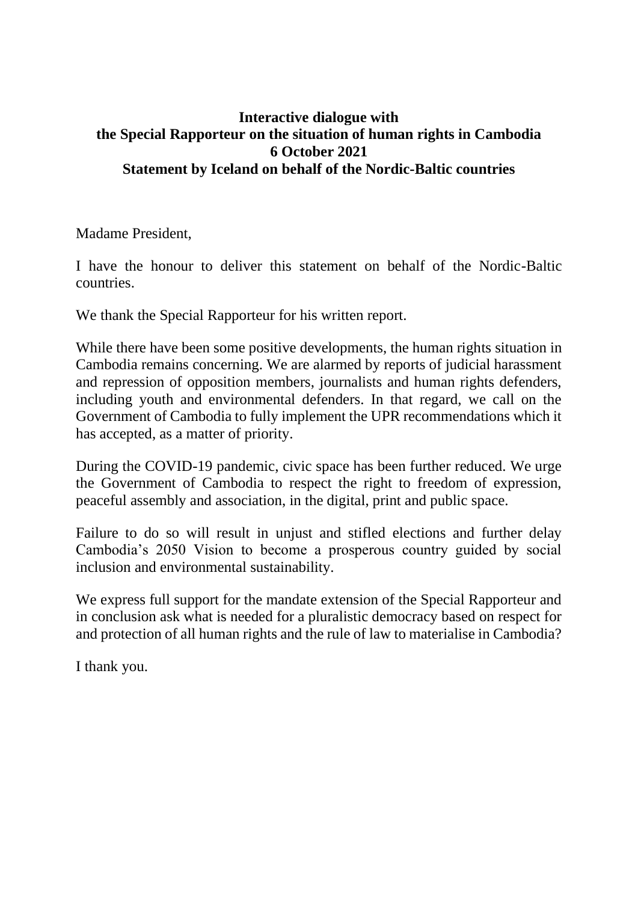**Interactive dialogue with**
**the Special Rapporteur on the situation of human rights in Cambodia**
**6 October 2021**
**Statement by Iceland on behalf of the Nordic-Baltic countries**

Madame President,

I have the honour to deliver this statement on behalf of the Nordic-Baltic countries.

We thank the Special Rapporteur for his written report.

While there have been some positive developments, the human rights situation in Cambodia remains concerning. We are alarmed by reports of judicial harassment and repression of opposition members, journalists and human rights defenders, including youth and environmental defenders. In that regard, we call on the Government of Cambodia to fully implement the UPR recommendations which it has accepted, as a matter of priority.

During the COVID-19 pandemic, civic space has been further reduced. We urge the Government of Cambodia to respect the right to freedom of expression, peaceful assembly and association, in the digital, print and public space.

Failure to do so will result in unjust and stifled elections and further delay Cambodia's 2050 Vision to become a prosperous country guided by social inclusion and environmental sustainability.

We express full support for the mandate extension of the Special Rapporteur and in conclusion ask what is needed for a pluralistic democracy based on respect for and protection of all human rights and the rule of law to materialise in Cambodia?

I thank you.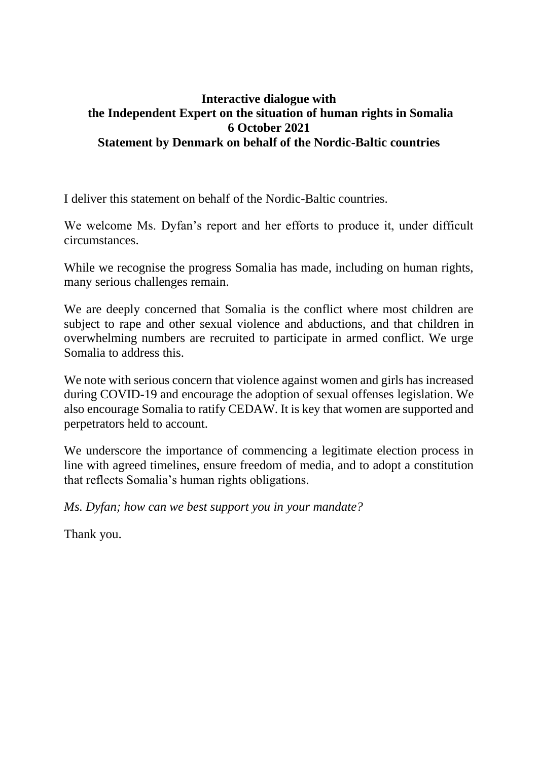**Interactive dialogue with**
**the Independent Expert on the situation of human rights in Somalia**
**6 October 2021**
**Statement by Denmark on behalf of the Nordic-Baltic countries**

I deliver this statement on behalf of the Nordic-Baltic countries.

We welcome Ms. Dyfan's report and her efforts to produce it, under difficult circumstances.

While we recognise the progress Somalia has made, including on human rights, many serious challenges remain.

We are deeply concerned that Somalia is the conflict where most children are subject to rape and other sexual violence and abductions, and that children in overwhelming numbers are recruited to participate in armed conflict. We urge Somalia to address this.

We note with serious concern that violence against women and girls has increased during COVID-19 and encourage the adoption of sexual offenses legislation. We also encourage Somalia to ratify CEDAW. It is key that women are supported and perpetrators held to account.

We underscore the importance of commencing a legitimate election process in line with agreed timelines, ensure freedom of media, and to adopt a constitution that reflects Somalia's human rights obligations.

*Ms. Dyfan; how can we best support you in your mandate?*

Thank you.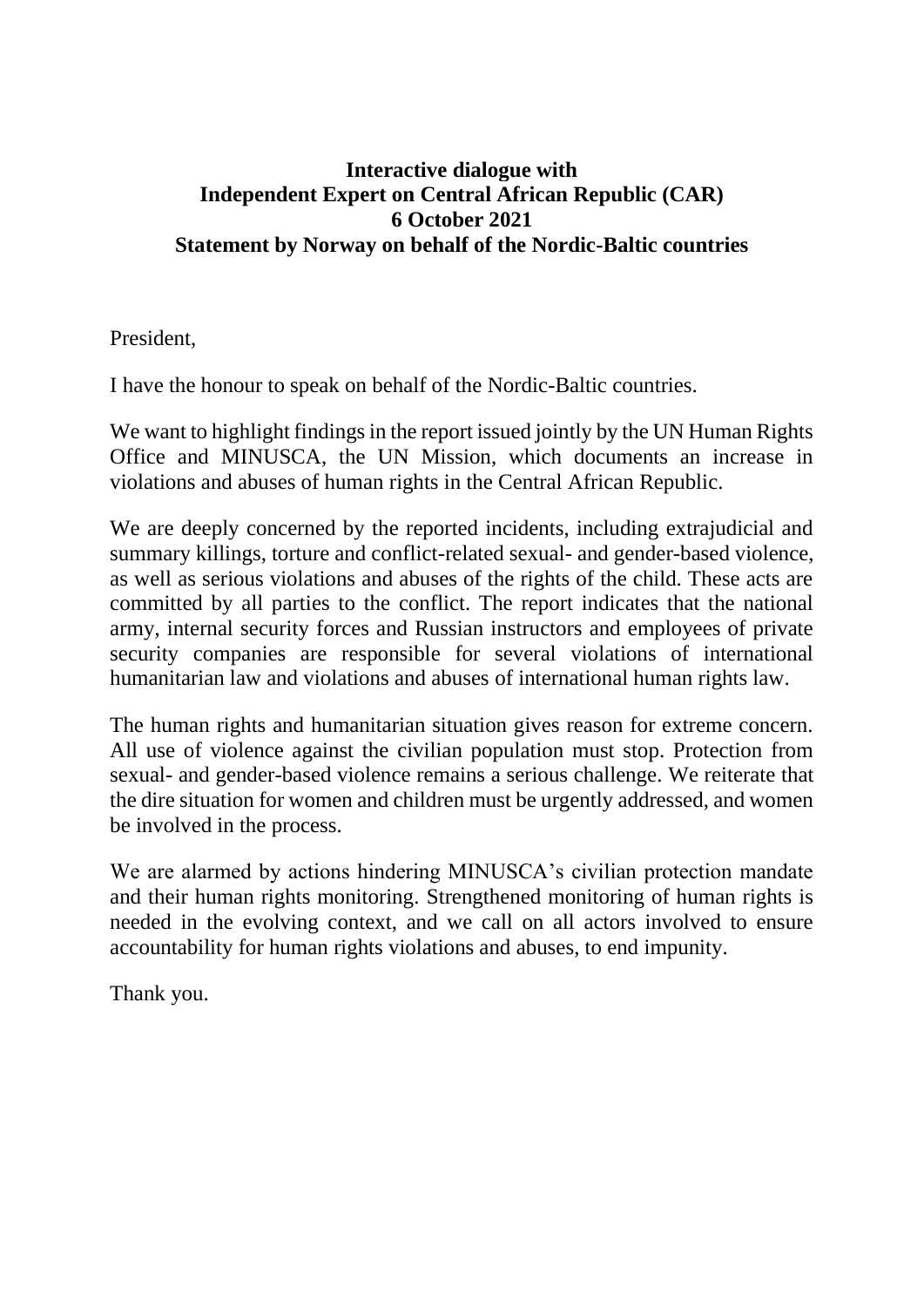**Interactive dialogue with**
**Independent Expert on Central African Republic (CAR)**
**6 October 2021**
**Statement by Norway on behalf of the Nordic-Baltic countries**

President,

I have the honour to speak on behalf of the Nordic-Baltic countries.

We want to highlight findings in the report issued jointly by the UN Human Rights Office and MINUSCA, the UN Mission, which documents an increase in violations and abuses of human rights in the Central African Republic.

We are deeply concerned by the reported incidents, including extrajudicial and summary killings, torture and conflict-related sexual- and gender-based violence, as well as serious violations and abuses of the rights of the child. These acts are committed by all parties to the conflict. The report indicates that the national army, internal security forces and Russian instructors and employees of private security companies are responsible for several violations of international humanitarian law and violations and abuses of international human rights law.

The human rights and humanitarian situation gives reason for extreme concern. All use of violence against the civilian population must stop. Protection from sexual- and gender-based violence remains a serious challenge. We reiterate that the dire situation for women and children must be urgently addressed, and women be involved in the process.

We are alarmed by actions hindering MINUSCA's civilian protection mandate and their human rights monitoring. Strengthened monitoring of human rights is needed in the evolving context, and we call on all actors involved to ensure accountability for human rights violations and abuses, to end impunity.

Thank you.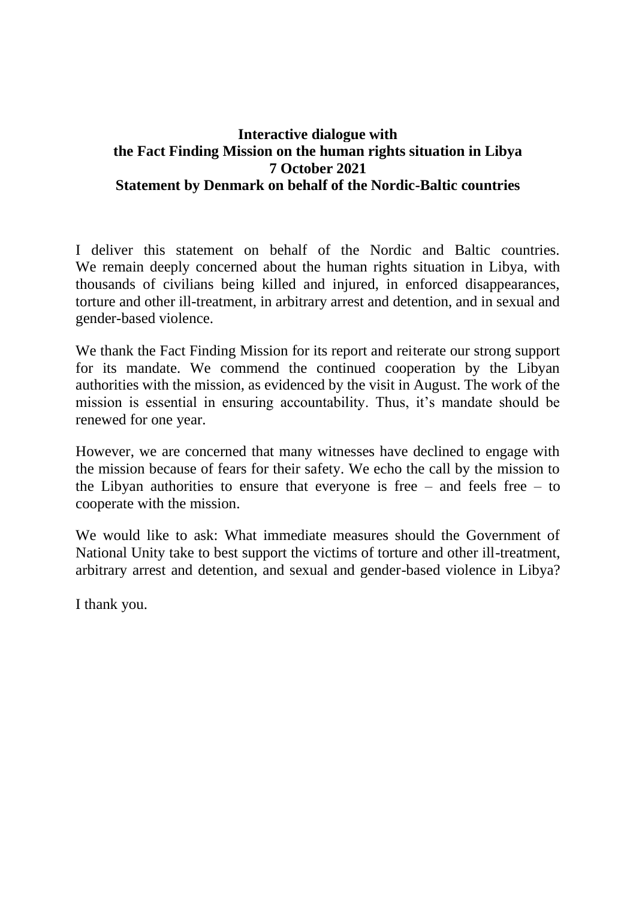**Interactive dialogue with**
**the Fact Finding Mission on the human rights situation in Libya**
**7 October 2021**
**Statement by Denmark on behalf of the Nordic-Baltic countries**

I deliver this statement on behalf of the Nordic and Baltic countries. We remain deeply concerned about the human rights situation in Libya, with thousands of civilians being killed and injured, in enforced disappearances, torture and other ill-treatment, in arbitrary arrest and detention, and in sexual and gender-based violence.

We thank the Fact Finding Mission for its report and reiterate our strong support for its mandate. We commend the continued cooperation by the Libyan authorities with the mission, as evidenced by the visit in August. The work of the mission is essential in ensuring accountability. Thus, it's mandate should be renewed for one year.

However, we are concerned that many witnesses have declined to engage with the mission because of fears for their safety. We echo the call by the mission to the Libyan authorities to ensure that everyone is free – and feels free – to cooperate with the mission.

We would like to ask: What immediate measures should the Government of National Unity take to best support the victims of torture and other ill-treatment, arbitrary arrest and detention, and sexual and gender-based violence in Libya?

I thank you.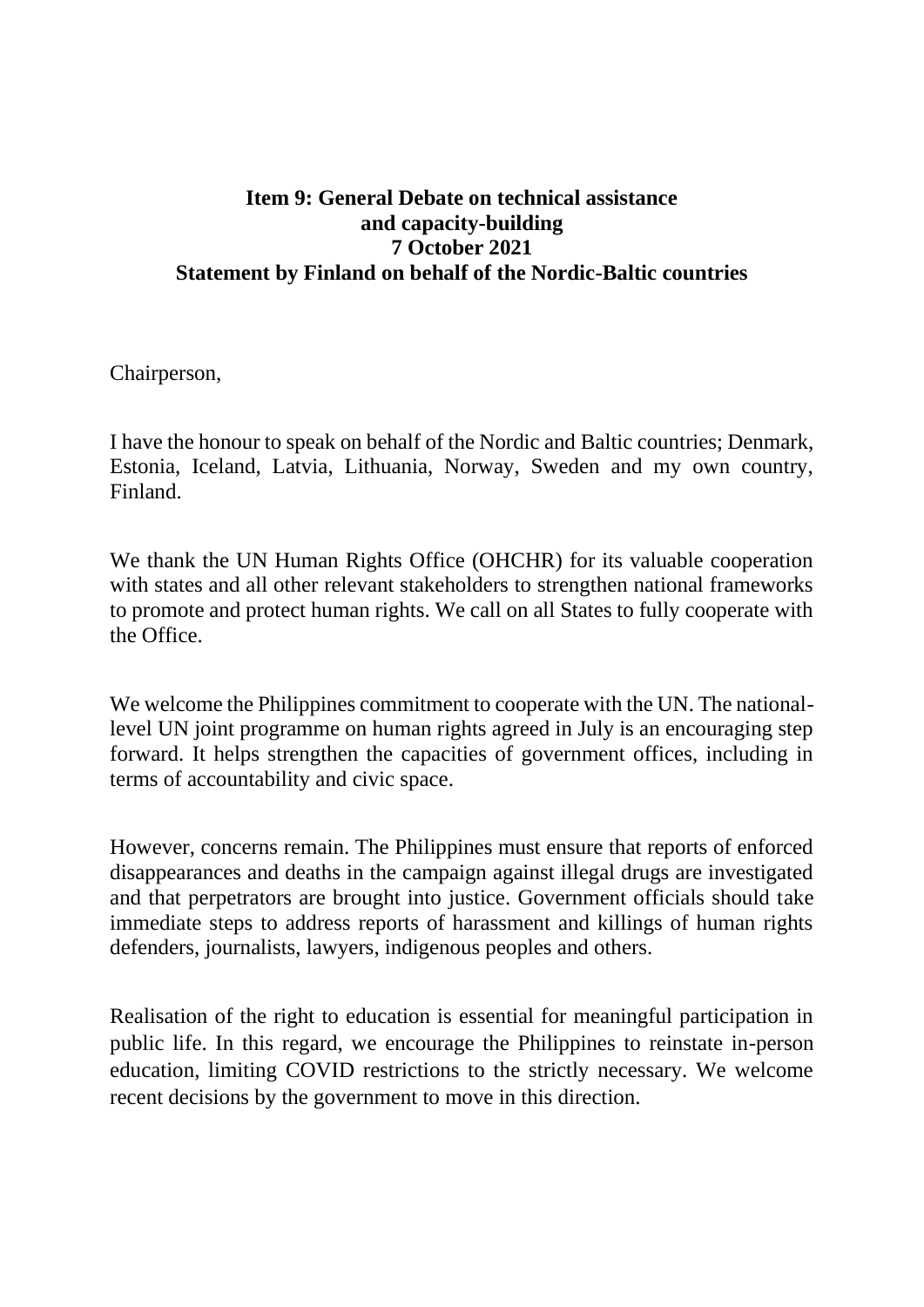**Item 9: General Debate on technical assistance and capacity-building**
**7 October 2021**
**Statement by Finland on behalf of the Nordic-Baltic countries**

Chairperson,

I have the honour to speak on behalf of the Nordic and Baltic countries; Denmark, Estonia, Iceland, Latvia, Lithuania, Norway, Sweden and my own country, Finland.

We thank the UN Human Rights Office (OHCHR) for its valuable cooperation with states and all other relevant stakeholders to strengthen national frameworks to promote and protect human rights. We call on all States to fully cooperate with the Office.

We welcome the Philippines commitment to cooperate with the UN. The national-level UN joint programme on human rights agreed in July is an encouraging step forward. It helps strengthen the capacities of government offices, including in terms of accountability and civic space.

However, concerns remain. The Philippines must ensure that reports of enforced disappearances and deaths in the campaign against illegal drugs are investigated and that perpetrators are brought into justice. Government officials should take immediate steps to address reports of harassment and killings of human rights defenders, journalists, lawyers, indigenous peoples and others.

Realisation of the right to education is essential for meaningful participation in public life. In this regard, we encourage the Philippines to reinstate in-person education, limiting COVID restrictions to the strictly necessary. We welcome recent decisions by the government to move in this direction.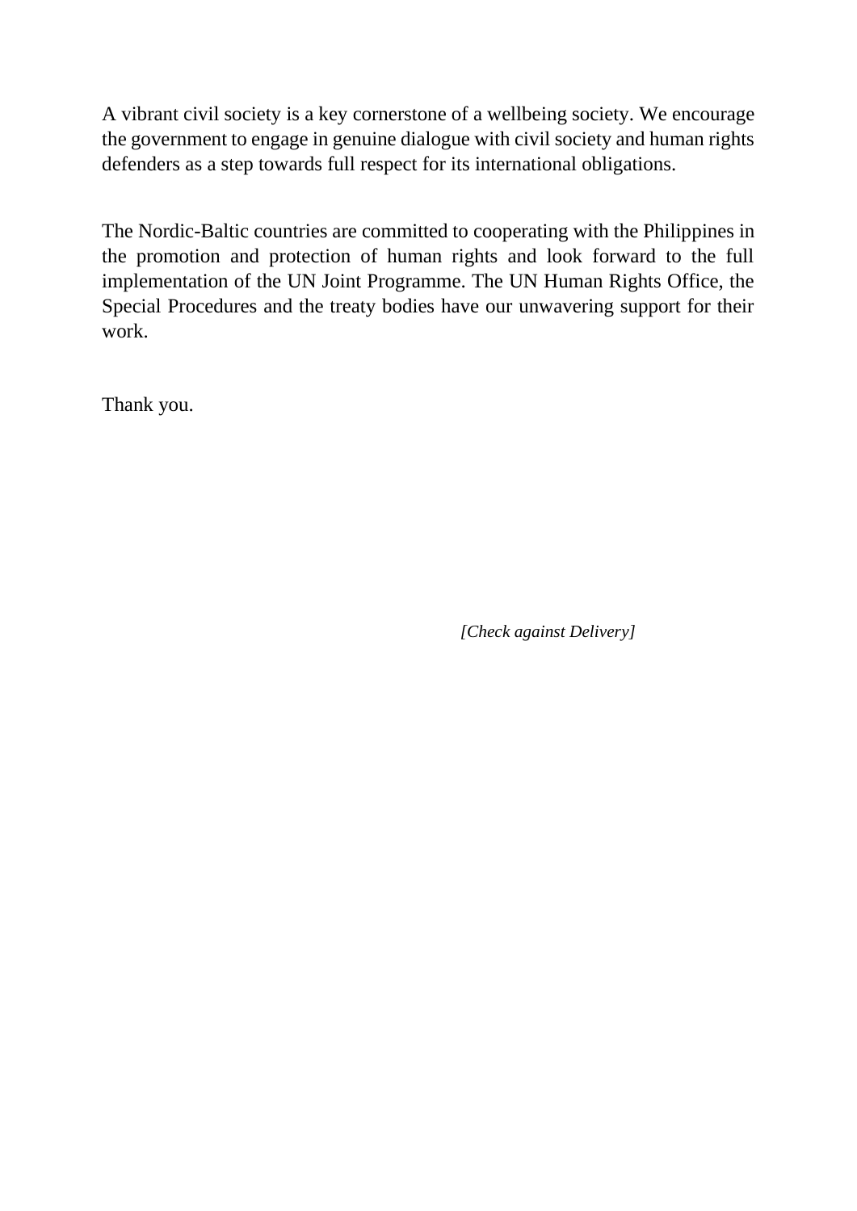A vibrant civil society is a key cornerstone of a wellbeing society. We encourage the government to engage in genuine dialogue with civil society and human rights defenders as a step towards full respect for its international obligations.

The Nordic-Baltic countries are committed to cooperating with the Philippines in the promotion and protection of human rights and look forward to the full implementation of the UN Joint Programme. The UN Human Rights Office, the Special Procedures and the treaty bodies have our unwavering support for their work.

Thank you.

*[Check against Delivery]*